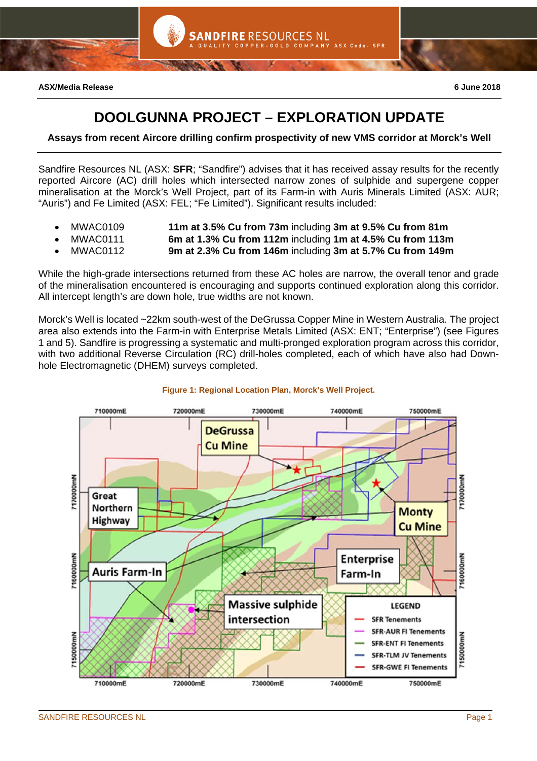**ASX/Media Release** **6 June 2018**

# DOOLGUNNA PROJECT – EXPLORATION UPDATE

**Assays from recent Aircore drilling confirm prospectivity of new VMS corridor at Morck's Well**

Sandfire Resources NL (ASX: **SFR**; "Sandfire") advises that it has received assay results for the recently reported Aircore (AC) drill holes which intersected narrow zones of sulphide and supergene copper mineralisation at the Morck's Well Project, part of its Farm-in with Auris Minerals Limited (ASX: AUR; "Auris") and Fe Limited (ASX: FEL; "Fe Limited"). Significant results included:

- MWAC0109 **11m at 3.5% Cu from 73m** including **3m at 9.5% Cu from 81m**
- MWAC0111 **6m at 1.3% Cu from 112m** including **1m at 4.5% Cu from 113m**
- MWAC0112 **9m at 2.3% Cu from 146m** including **3m at 5.7% Cu from 149m**

While the high-grade intersections returned from these AC holes are narrow, the overall tenor and grade of the mineralisation encountered is encouraging and supports continued exploration along this corridor. All intercept length's are down hole, true widths are not known.

Morck's Well is located ~22km south-west of the DeGrussa Copper Mine in Western Australia. The project area also extends into the Farm-in with Enterprise Metals Limited (ASX: ENT; "Enterprise") (see Figures 1 and 5). Sandfire is progressing a systematic and multi-pronged exploration program across this corridor, with two additional Reverse Circulation (RC) drill-holes completed, each of which have also had Down-hole Electromagnetic (DHEM) surveys completed.

**Figure 1: Regional Location Plan, Morck's Well Project.**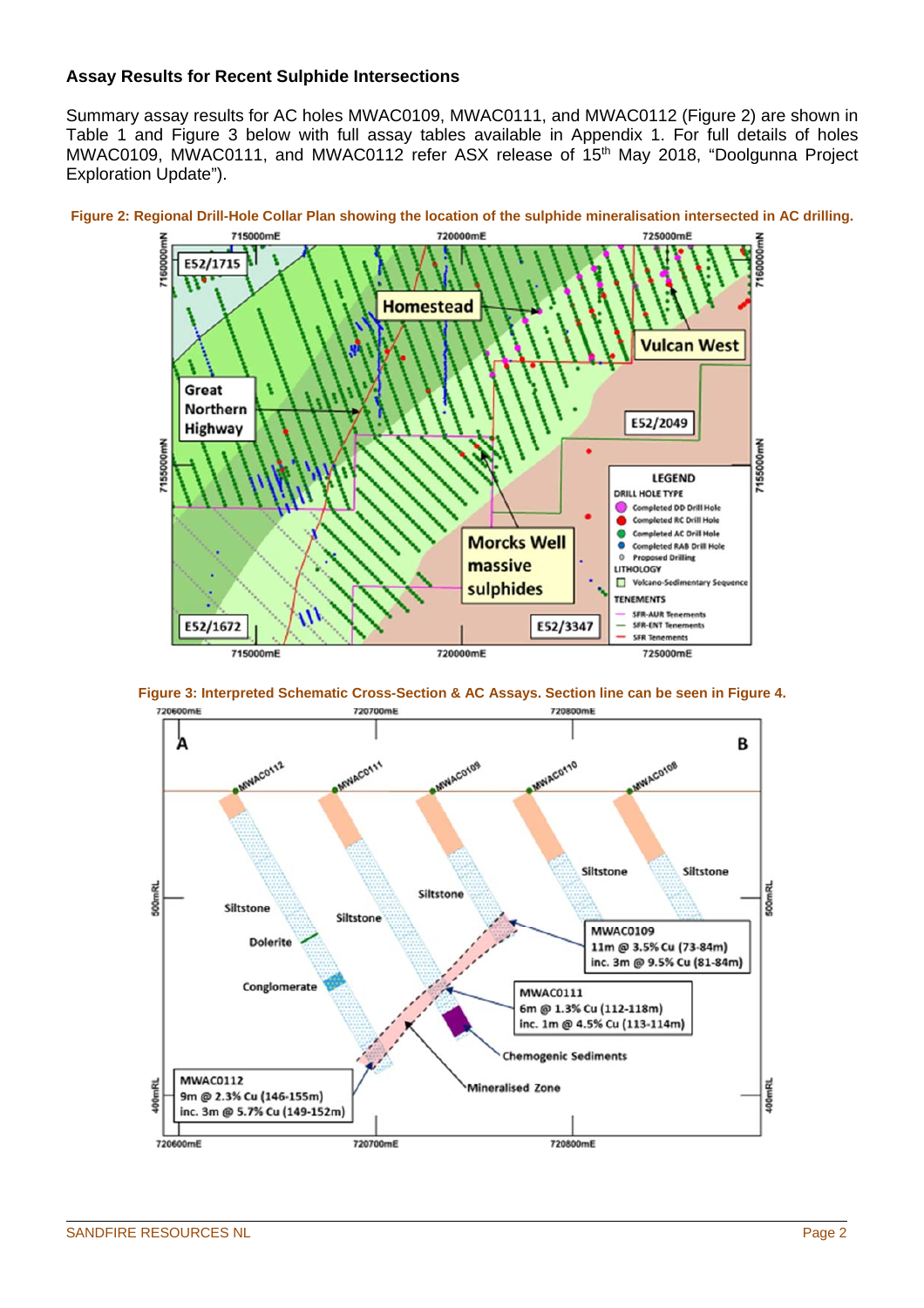**Assay Results for Recent Sulphide Intersections**

Summary assay results for AC holes MWAC0109, MWAC0111, and MWAC0112 (Figure 2) are shown in Table 1 and Figure 3 below with full assay tables available in Appendix 1. For full details of holes MWAC0109, MWAC0111, and MWAC0112 refer ASX release of 15th May 2018, "Doolgunna Project Exploration Update").

**Figure 2: Regional Drill-Hole Collar Plan showing the location of the sulphide mineralisation intersected in AC drilling.**

**Figure 3: Interpreted Schematic Cross-Section & AC Assays. Section line can be seen in Figure 4.**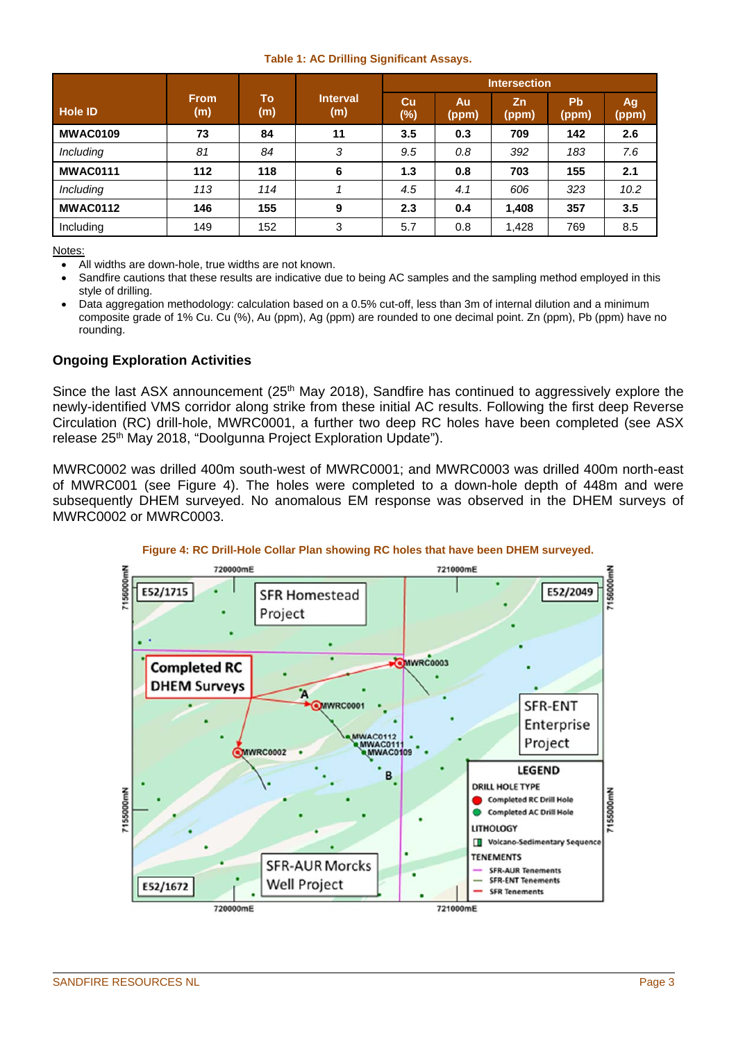**Table 1: AC Drilling Significant Assays.**

| Hole ID | From (m) | To (m) | Interval (m) | Intersection | | | | |
|---|---|---|---|---|---|---|---|---|
| | | | | Cu (%) | Au (ppm) | Zn (ppm) | Pb (ppm) | Ag (ppm) |
| **MWAC0109** | **73** | **84** | **11** | **3.5** | **0.3** | **709** | **142** | **2.6** |
| *Including* | *81* | *84* | *3* | *9.5* | *0.8* | *392* | *183* | *7.6* |
| **MWAC0111** | **112** | **118** | **6** | **1.3** | **0.8** | **703** | **155** | **2.1** |
| *Including* | *113* | *114* | *1* | *4.5* | *4.1* | *606* | *323* | *10.2* |
| **MWAC0112** | **146** | **155** | **9** | **2.3** | **0.4** | **1,408** | **357** | **3.5** |
| Including | 149 | 152 | 3 | 5.7 | 0.8 | 1,428 | 769 | 8.5 |

Notes:

- All widths are down-hole, true widths are not known.
- Sandfire cautions that these results are indicative due to being AC samples and the sampling method employed in this style of drilling.
- Data aggregation methodology: calculation based on a 0.5% cut-off, less than 3m of internal dilution and a minimum composite grade of 1% Cu. Cu (%), Au (ppm), Ag (ppm) are rounded to one decimal point. Zn (ppm), Pb (ppm) have no rounding.

### Ongoing Exploration Activities

Since the last ASX announcement (25th May 2018), Sandfire has continued to aggressively explore the newly-identified VMS corridor along strike from these initial AC results. Following the first deep Reverse Circulation (RC) drill-hole, MWRC0001, a further two deep RC holes have been completed (see ASX release 25th May 2018, "Doolgunna Project Exploration Update").

MWRC0002 was drilled 400m south-west of MWRC0001; and MWRC0003 was drilled 400m north-east of MWRC001 (see Figure 4). The holes were completed to a down-hole depth of 448m and were subsequently DHEM surveyed. No anomalous EM response was observed in the DHEM surveys of MWRC0002 or MWRC0003.

**Figure 4: RC Drill-Hole Collar Plan showing RC holes that have been DHEM surveyed.**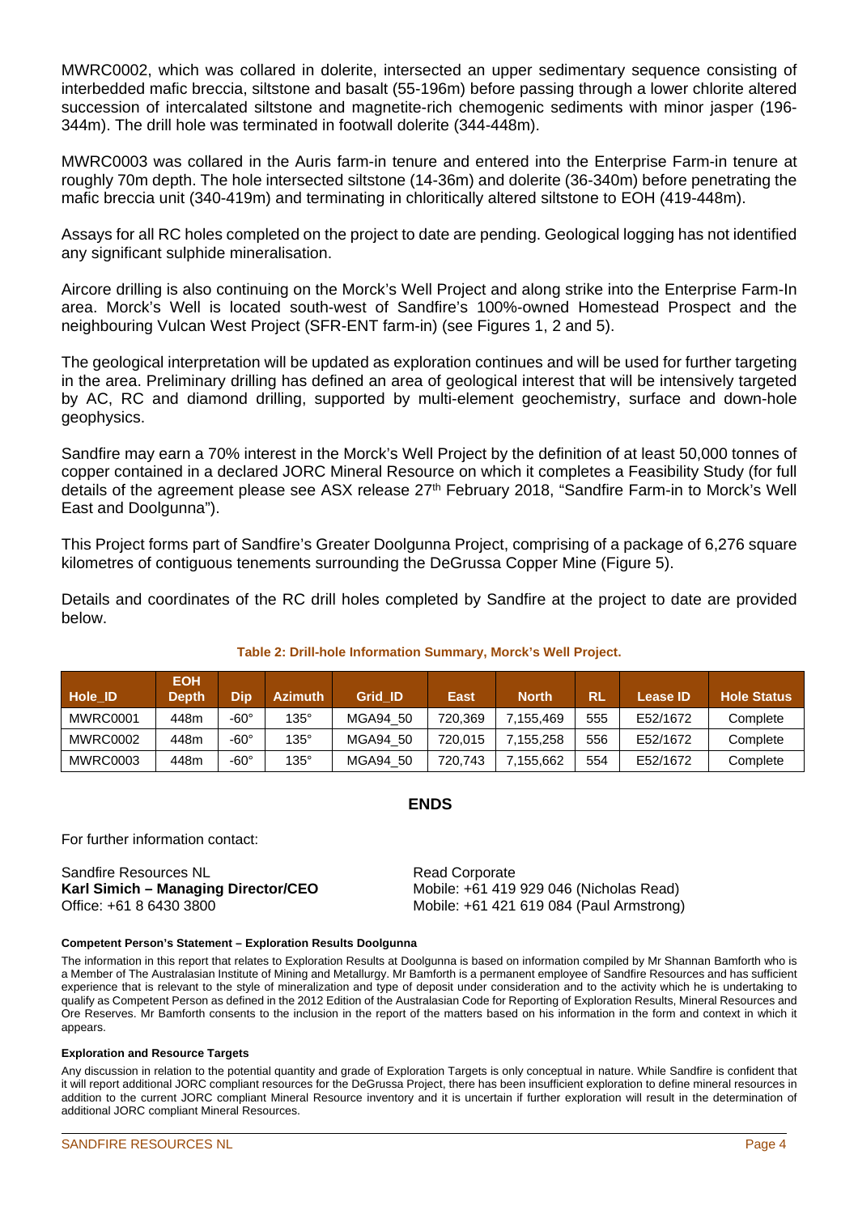MWRC0002, which was collared in dolerite, intersected an upper sedimentary sequence consisting of interbedded mafic breccia, siltstone and basalt (55-196m) before passing through a lower chlorite altered succession of intercalated siltstone and magnetite-rich chemogenic sediments with minor jasper (196-344m). The drill hole was terminated in footwall dolerite (344-448m).

MWRC0003 was collared in the Auris farm-in tenure and entered into the Enterprise Farm-in tenure at roughly 70m depth. The hole intersected siltstone (14-36m) and dolerite (36-340m) before penetrating the mafic breccia unit (340-419m) and terminating in chloritically altered siltstone to EOH (419-448m).

Assays for all RC holes completed on the project to date are pending. Geological logging has not identified any significant sulphide mineralisation.

Aircore drilling is also continuing on the Morck's Well Project and along strike into the Enterprise Farm-In area. Morck's Well is located south-west of Sandfire's 100%-owned Homestead Prospect and the neighbouring Vulcan West Project (SFR-ENT farm-in) (see Figures 1, 2 and 5).

The geological interpretation will be updated as exploration continues and will be used for further targeting in the area. Preliminary drilling has defined an area of geological interest that will be intensively targeted by AC, RC and diamond drilling, supported by multi-element geochemistry, surface and down-hole geophysics.

Sandfire may earn a 70% interest in the Morck's Well Project by the definition of at least 50,000 tonnes of copper contained in a declared JORC Mineral Resource on which it completes a Feasibility Study (for full details of the agreement please see ASX release 27th February 2018, "Sandfire Farm-in to Morck's Well East and Doolgunna").

This Project forms part of Sandfire's Greater Doolgunna Project, comprising of a package of 6,276 square kilometres of contiguous tenements surrounding the DeGrussa Copper Mine (Figure 5).

Details and coordinates of the RC drill holes completed by Sandfire at the project to date are provided below.

**Table 2: Drill-hole Information Summary, Morck's Well Project.**

| Hole_ID | EOH Depth | Dip | Azimuth | Grid_ID | East | North | RL | Lease ID | Hole Status |
|---|---|---|---|---|---|---|---|---|---|
| MWRC0001 | 448m | -60° | 135° | MGA94_50 | 720,369 | 7,155,469 | 555 | E52/1672 | Complete |
| MWRC0002 | 448m | -60° | 135° | MGA94_50 | 720,015 | 7,155,258 | 556 | E52/1672 | Complete |
| MWRC0003 | 448m | -60° | 135° | MGA94_50 | 720,743 | 7,155,662 | 554 | E52/1672 | Complete |

**ENDS**

For further information contact:

Sandfire Resources NL
**Karl Simich – Managing Director/CEO**
Office: +61 8 6430 3800

Read Corporate
Mobile: +61 419 929 046 (Nicholas Read)
Mobile: +61 421 619 084 (Paul Armstrong)

**Competent Person's Statement – Exploration Results Doolgunna**

The information in this report that relates to Exploration Results at Doolgunna is based on information compiled by Mr Shannan Bamforth who is a Member of The Australasian Institute of Mining and Metallurgy. Mr Bamforth is a permanent employee of Sandfire Resources and has sufficient experience that is relevant to the style of mineralization and type of deposit under consideration and to the activity which he is undertaking to qualify as Competent Person as defined in the 2012 Edition of the Australasian Code for Reporting of Exploration Results, Mineral Resources and Ore Reserves. Mr Bamforth consents to the inclusion in the report of the matters based on his information in the form and context in which it appears.

**Exploration and Resource Targets**

Any discussion in relation to the potential quantity and grade of Exploration Targets is only conceptual in nature. While Sandfire is confident that it will report additional JORC compliant resources for the DeGrussa Project, there has been insufficient exploration to define mineral resources in addition to the current JORC compliant Mineral Resource inventory and it is uncertain if further exploration will result in the determination of additional JORC compliant Mineral Resources.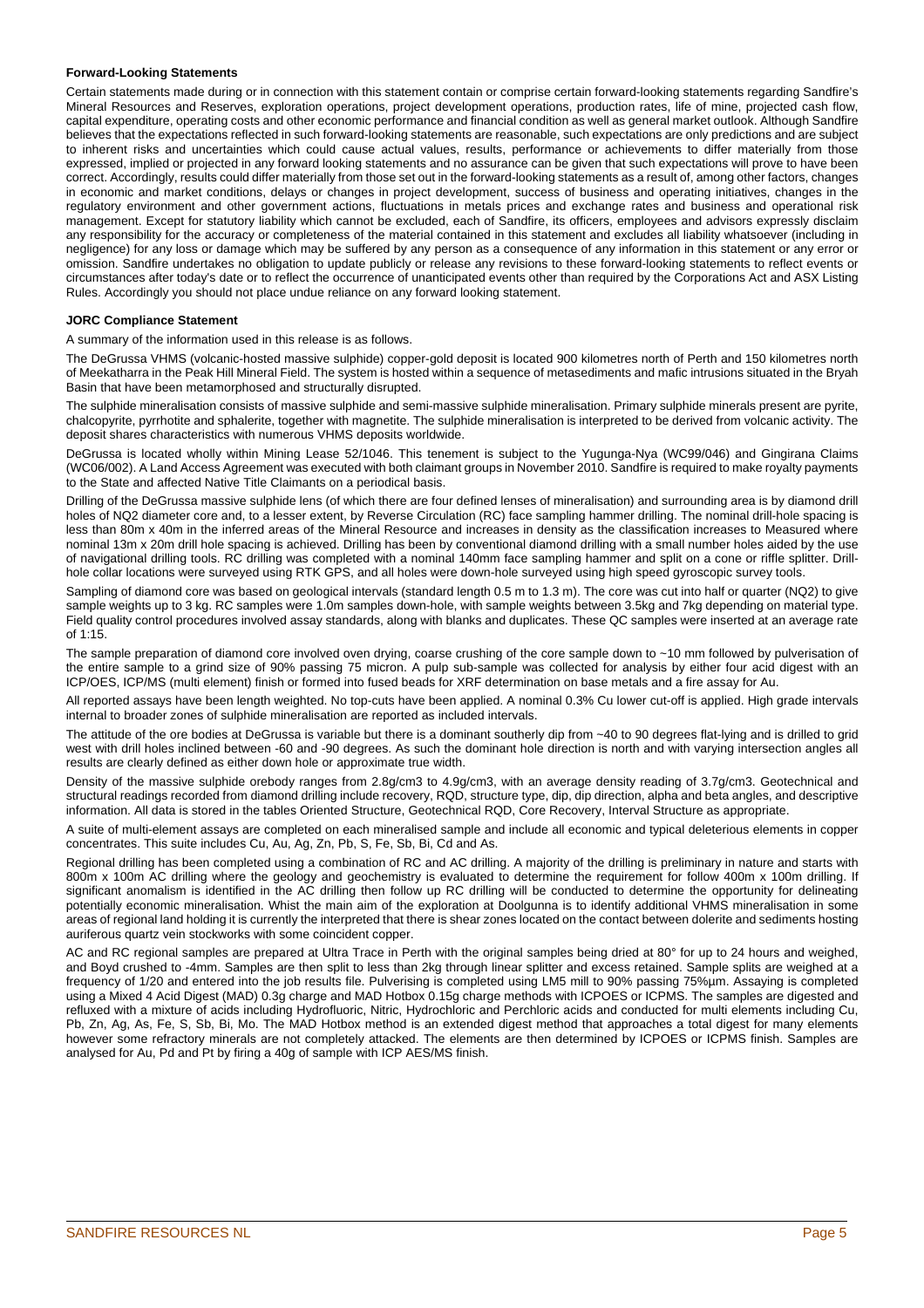**Forward-Looking Statements**

Certain statements made during or in connection with this statement contain or comprise certain forward-looking statements regarding Sandfire's Mineral Resources and Reserves, exploration operations, project development operations, production rates, life of mine, projected cash flow, capital expenditure, operating costs and other economic performance and financial condition as well as general market outlook. Although Sandfire believes that the expectations reflected in such forward-looking statements are reasonable, such expectations are only predictions and are subject to inherent risks and uncertainties which could cause actual values, results, performance or achievements to differ materially from those expressed, implied or projected in any forward looking statements and no assurance can be given that such expectations will prove to have been correct. Accordingly, results could differ materially from those set out in the forward-looking statements as a result of, among other factors, changes in economic and market conditions, delays or changes in project development, success of business and operating initiatives, changes in the regulatory environment and other government actions, fluctuations in metals prices and exchange rates and business and operational risk management. Except for statutory liability which cannot be excluded, each of Sandfire, its officers, employees and advisors expressly disclaim any responsibility for the accuracy or completeness of the material contained in this statement and excludes all liability whatsoever (including in negligence) for any loss or damage which may be suffered by any person as a consequence of any information in this statement or any error or omission. Sandfire undertakes no obligation to update publicly or release any revisions to these forward-looking statements to reflect events or circumstances after today's date or to reflect the occurrence of unanticipated events other than required by the Corporations Act and ASX Listing Rules. Accordingly you should not place undue reliance on any forward looking statement.

**JORC Compliance Statement**

A summary of the information used in this release is as follows.

The DeGrussa VHMS (volcanic-hosted massive sulphide) copper-gold deposit is located 900 kilometres north of Perth and 150 kilometres north of Meekatharra in the Peak Hill Mineral Field. The system is hosted within a sequence of metasediments and mafic intrusions situated in the Bryah Basin that have been metamorphosed and structurally disrupted.

The sulphide mineralisation consists of massive sulphide and semi-massive sulphide mineralisation. Primary sulphide minerals present are pyrite, chalcopyrite, pyrrhotite and sphalerite, together with magnetite. The sulphide mineralisation is interpreted to be derived from volcanic activity. The deposit shares characteristics with numerous VHMS deposits worldwide.

DeGrussa is located wholly within Mining Lease 52/1046. This tenement is subject to the Yugunga-Nya (WC99/046) and Gingirana Claims (WC06/002). A Land Access Agreement was executed with both claimant groups in November 2010. Sandfire is required to make royalty payments to the State and affected Native Title Claimants on a periodical basis.

Drilling of the DeGrussa massive sulphide lens (of which there are four defined lenses of mineralisation) and surrounding area is by diamond drill holes of NQ2 diameter core and, to a lesser extent, by Reverse Circulation (RC) face sampling hammer drilling. The nominal drill-hole spacing is less than 80m x 40m in the inferred areas of the Mineral Resource and increases in density as the classification increases to Measured where nominal 13m x 20m drill hole spacing is achieved. Drilling has been by conventional diamond drilling with a small number holes aided by the use of navigational drilling tools. RC drilling was completed with a nominal 140mm face sampling hammer and split on a cone or riffle splitter. Drill-hole collar locations were surveyed using RTK GPS, and all holes were down-hole surveyed using high speed gyroscopic survey tools.

Sampling of diamond core was based on geological intervals (standard length 0.5 m to 1.3 m). The core was cut into half or quarter (NQ2) to give sample weights up to 3 kg. RC samples were 1.0m samples down-hole, with sample weights between 3.5kg and 7kg depending on material type. Field quality control procedures involved assay standards, along with blanks and duplicates. These QC samples were inserted at an average rate of 1:15.

The sample preparation of diamond core involved oven drying, coarse crushing of the core sample down to ~10 mm followed by pulverisation of the entire sample to a grind size of 90% passing 75 micron. A pulp sub-sample was collected for analysis by either four acid digest with an ICP/OES, ICP/MS (multi element) finish or formed into fused beads for XRF determination on base metals and a fire assay for Au.

All reported assays have been length weighted. No top-cuts have been applied. A nominal 0.3% Cu lower cut-off is applied. High grade intervals internal to broader zones of sulphide mineralisation are reported as included intervals.

The attitude of the ore bodies at DeGrussa is variable but there is a dominant southerly dip from ~40 to 90 degrees flat-lying and is drilled to grid west with drill holes inclined between -60 and -90 degrees. As such the dominant hole direction is north and with varying intersection angles all results are clearly defined as either down hole or approximate true width.

Density of the massive sulphide orebody ranges from 2.8g/cm3 to 4.9g/cm3, with an average density reading of 3.7g/cm3. Geotechnical and structural readings recorded from diamond drilling include recovery, RQD, structure type, dip, dip direction, alpha and beta angles, and descriptive information. All data is stored in the tables Oriented Structure, Geotechnical RQD, Core Recovery, Interval Structure as appropriate.

A suite of multi-element assays are completed on each mineralised sample and include all economic and typical deleterious elements in copper concentrates. This suite includes Cu, Au, Ag, Zn, Pb, S, Fe, Sb, Bi, Cd and As.

Regional drilling has been completed using a combination of RC and AC drilling. A majority of the drilling is preliminary in nature and starts with 800m x 100m AC drilling where the geology and geochemistry is evaluated to determine the requirement for follow 400m x 100m drilling. If significant anomalism is identified in the AC drilling then follow up RC drilling will be conducted to determine the opportunity for delineating potentially economic mineralisation. Whilst the main aim of the exploration at Doolgunna is to identify additional VHMS mineralisation in some areas of regional land holding it is currently the interpreted that there is shear zones located on the contact between dolerite and sediments hosting auriferous quartz vein stockworks with some coincident copper.

AC and RC regional samples are prepared at Ultra Trace in Perth with the original samples being dried at 80° for up to 24 hours and weighed, and Boyd crushed to -4mm. Samples are then split to less than 2kg through linear splitter and excess retained. Sample splits are weighed at a frequency of 1/20 and entered into the job results file. Pulverising is completed using LM5 mill to 90% passing 75%µm. Assaying is completed using a Mixed 4 Acid Digest (MAD) 0.3g charge and MAD Hotbox 0.15g charge methods with ICPOES or ICPMS. The samples are digested and refluxed with a mixture of acids including Hydrofluoric, Nitric, Hydrochloric and Perchloric acids and conducted for multi elements including Cu, Pb, Zn, Ag, As, Fe, S, Sb, Bi, Mo. The MAD Hotbox method is an extended digest method that approaches a total digest for many elements however some refractory minerals are not completely attacked. The elements are then determined by ICPOES or ICPMS finish. Samples are analysed for Au, Pd and Pt by firing a 40g of sample with ICP AES/MS finish.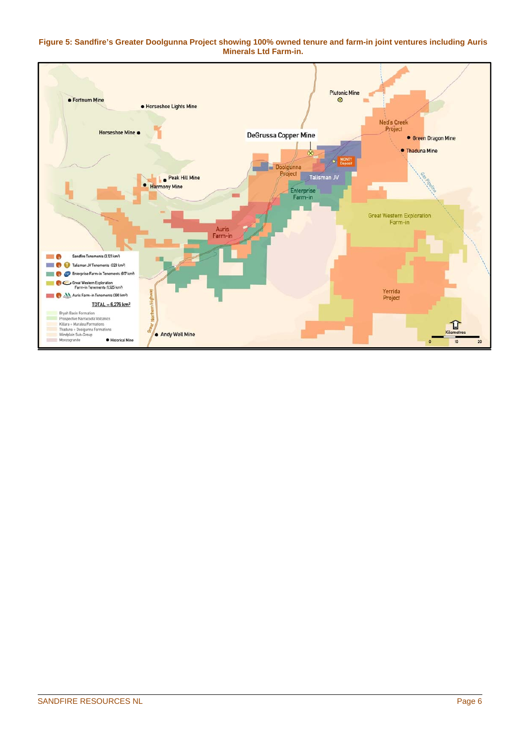**Figure 5: Sandfire's Greater Doolgunna Project showing 100% owned tenure and farm-in joint ventures including Auris Minerals Ltd Farm-in.**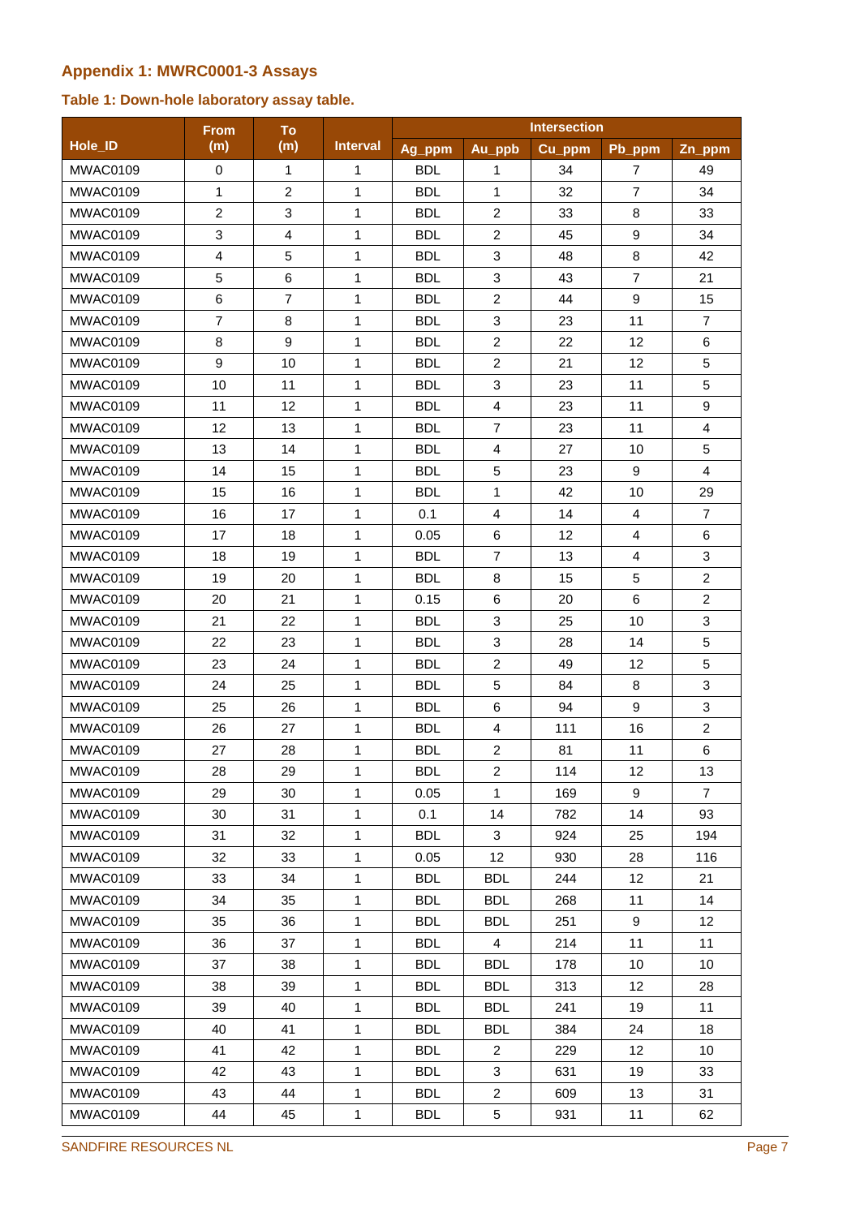### Appendix 1: MWRC0001-3 Assays

#### Table 1: Down-hole laboratory assay table.

| Hole_ID | From (m) | To (m) | Interval | Intersection | | | | |
|---|---|---|---|---|---|---|---|---|
| | | | | Ag_ppm | Au_ppb | Cu_ppm | Pb_ppm | Zn_ppm |
| MWAC0109 | 0 | 1 | 1 | BDL | 1 | 34 | 7 | 49 |
| MWAC0109 | 1 | 2 | 1 | BDL | 1 | 32 | 7 | 34 |
| MWAC0109 | 2 | 3 | 1 | BDL | 2 | 33 | 8 | 33 |
| MWAC0109 | 3 | 4 | 1 | BDL | 2 | 45 | 9 | 34 |
| MWAC0109 | 4 | 5 | 1 | BDL | 3 | 48 | 8 | 42 |
| MWAC0109 | 5 | 6 | 1 | BDL | 3 | 43 | 7 | 21 |
| MWAC0109 | 6 | 7 | 1 | BDL | 2 | 44 | 9 | 15 |
| MWAC0109 | 7 | 8 | 1 | BDL | 3 | 23 | 11 | 7 |
| MWAC0109 | 8 | 9 | 1 | BDL | 2 | 22 | 12 | 6 |
| MWAC0109 | 9 | 10 | 1 | BDL | 2 | 21 | 12 | 5 |
| MWAC0109 | 10 | 11 | 1 | BDL | 3 | 23 | 11 | 5 |
| MWAC0109 | 11 | 12 | 1 | BDL | 4 | 23 | 11 | 9 |
| MWAC0109 | 12 | 13 | 1 | BDL | 7 | 23 | 11 | 4 |
| MWAC0109 | 13 | 14 | 1 | BDL | 4 | 27 | 10 | 5 |
| MWAC0109 | 14 | 15 | 1 | BDL | 5 | 23 | 9 | 4 |
| MWAC0109 | 15 | 16 | 1 | BDL | 1 | 42 | 10 | 29 |
| MWAC0109 | 16 | 17 | 1 | 0.1 | 4 | 14 | 4 | 7 |
| MWAC0109 | 17 | 18 | 1 | 0.05 | 6 | 12 | 4 | 6 |
| MWAC0109 | 18 | 19 | 1 | BDL | 7 | 13 | 4 | 3 |
| MWAC0109 | 19 | 20 | 1 | BDL | 8 | 15 | 5 | 2 |
| MWAC0109 | 20 | 21 | 1 | 0.15 | 6 | 20 | 6 | 2 |
| MWAC0109 | 21 | 22 | 1 | BDL | 3 | 25 | 10 | 3 |
| MWAC0109 | 22 | 23 | 1 | BDL | 3 | 28 | 14 | 5 |
| MWAC0109 | 23 | 24 | 1 | BDL | 2 | 49 | 12 | 5 |
| MWAC0109 | 24 | 25 | 1 | BDL | 5 | 84 | 8 | 3 |
| MWAC0109 | 25 | 26 | 1 | BDL | 6 | 94 | 9 | 3 |
| MWAC0109 | 26 | 27 | 1 | BDL | 4 | 111 | 16 | 2 |
| MWAC0109 | 27 | 28 | 1 | BDL | 2 | 81 | 11 | 6 |
| MWAC0109 | 28 | 29 | 1 | BDL | 2 | 114 | 12 | 13 |
| MWAC0109 | 29 | 30 | 1 | 0.05 | 1 | 169 | 9 | 7 |
| MWAC0109 | 30 | 31 | 1 | 0.1 | 14 | 782 | 14 | 93 |
| MWAC0109 | 31 | 32 | 1 | BDL | 3 | 924 | 25 | 194 |
| MWAC0109 | 32 | 33 | 1 | 0.05 | 12 | 930 | 28 | 116 |
| MWAC0109 | 33 | 34 | 1 | BDL | BDL | 244 | 12 | 21 |
| MWAC0109 | 34 | 35 | 1 | BDL | BDL | 268 | 11 | 14 |
| MWAC0109 | 35 | 36 | 1 | BDL | BDL | 251 | 9 | 12 |
| MWAC0109 | 36 | 37 | 1 | BDL | 4 | 214 | 11 | 11 |
| MWAC0109 | 37 | 38 | 1 | BDL | BDL | 178 | 10 | 10 |
| MWAC0109 | 38 | 39 | 1 | BDL | BDL | 313 | 12 | 28 |
| MWAC0109 | 39 | 40 | 1 | BDL | BDL | 241 | 19 | 11 |
| MWAC0109 | 40 | 41 | 1 | BDL | BDL | 384 | 24 | 18 |
| MWAC0109 | 41 | 42 | 1 | BDL | 2 | 229 | 12 | 10 |
| MWAC0109 | 42 | 43 | 1 | BDL | 3 | 631 | 19 | 33 |
| MWAC0109 | 43 | 44 | 1 | BDL | 2 | 609 | 13 | 31 |
| MWAC0109 | 44 | 45 | 1 | BDL | 5 | 931 | 11 | 62 |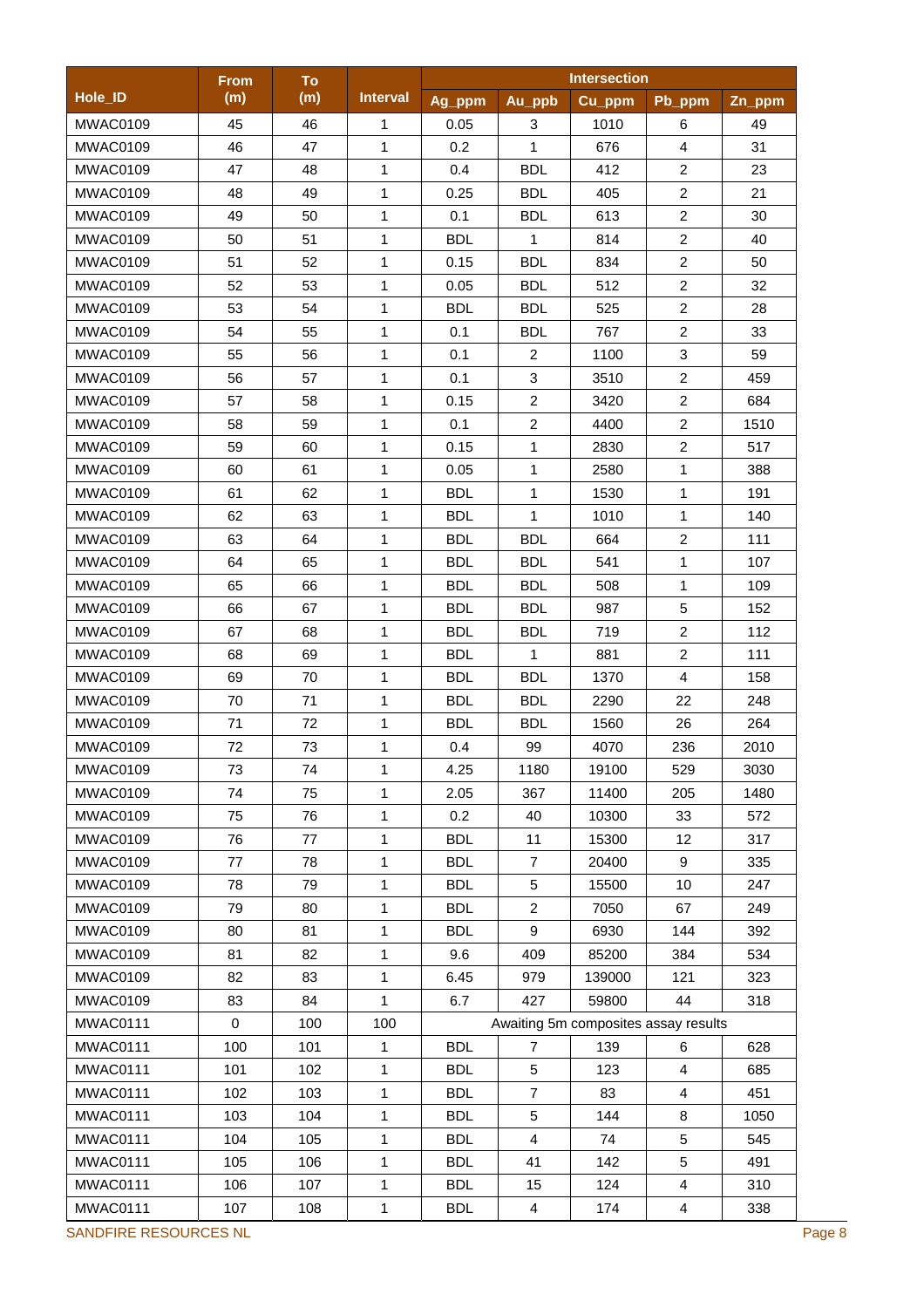| Hole_ID | From (m) | To (m) | Interval | Intersection | | | | |
|---|---|---|---|---|---|---|---|---|
| | | | | Ag_ppm | Au_ppb | Cu_ppm | Pb_ppm | Zn_ppm |
| MWAC0109 | 45 | 46 | 1 | 0.05 | 3 | 1010 | 6 | 49 |
| MWAC0109 | 46 | 47 | 1 | 0.2 | 1 | 676 | 4 | 31 |
| MWAC0109 | 47 | 48 | 1 | 0.4 | BDL | 412 | 2 | 23 |
| MWAC0109 | 48 | 49 | 1 | 0.25 | BDL | 405 | 2 | 21 |
| MWAC0109 | 49 | 50 | 1 | 0.1 | BDL | 613 | 2 | 30 |
| MWAC0109 | 50 | 51 | 1 | BDL | 1 | 814 | 2 | 40 |
| MWAC0109 | 51 | 52 | 1 | 0.15 | BDL | 834 | 2 | 50 |
| MWAC0109 | 52 | 53 | 1 | 0.05 | BDL | 512 | 2 | 32 |
| MWAC0109 | 53 | 54 | 1 | BDL | BDL | 525 | 2 | 28 |
| MWAC0109 | 54 | 55 | 1 | 0.1 | BDL | 767 | 2 | 33 |
| MWAC0109 | 55 | 56 | 1 | 0.1 | 2 | 1100 | 3 | 59 |
| MWAC0109 | 56 | 57 | 1 | 0.1 | 3 | 3510 | 2 | 459 |
| MWAC0109 | 57 | 58 | 1 | 0.15 | 2 | 3420 | 2 | 684 |
| MWAC0109 | 58 | 59 | 1 | 0.1 | 2 | 4400 | 2 | 1510 |
| MWAC0109 | 59 | 60 | 1 | 0.15 | 1 | 2830 | 2 | 517 |
| MWAC0109 | 60 | 61 | 1 | 0.05 | 1 | 2580 | 1 | 388 |
| MWAC0109 | 61 | 62 | 1 | BDL | 1 | 1530 | 1 | 191 |
| MWAC0109 | 62 | 63 | 1 | BDL | 1 | 1010 | 1 | 140 |
| MWAC0109 | 63 | 64 | 1 | BDL | BDL | 664 | 2 | 111 |
| MWAC0109 | 64 | 65 | 1 | BDL | BDL | 541 | 1 | 107 |
| MWAC0109 | 65 | 66 | 1 | BDL | BDL | 508 | 1 | 109 |
| MWAC0109 | 66 | 67 | 1 | BDL | BDL | 987 | 5 | 152 |
| MWAC0109 | 67 | 68 | 1 | BDL | BDL | 719 | 2 | 112 |
| MWAC0109 | 68 | 69 | 1 | BDL | 1 | 881 | 2 | 111 |
| MWAC0109 | 69 | 70 | 1 | BDL | BDL | 1370 | 4 | 158 |
| MWAC0109 | 70 | 71 | 1 | BDL | BDL | 2290 | 22 | 248 |
| MWAC0109 | 71 | 72 | 1 | BDL | BDL | 1560 | 26 | 264 |
| MWAC0109 | 72 | 73 | 1 | 0.4 | 99 | 4070 | 236 | 2010 |
| MWAC0109 | 73 | 74 | 1 | 4.25 | 1180 | 19100 | 529 | 3030 |
| MWAC0109 | 74 | 75 | 1 | 2.05 | 367 | 11400 | 205 | 1480 |
| MWAC0109 | 75 | 76 | 1 | 0.2 | 40 | 10300 | 33 | 572 |
| MWAC0109 | 76 | 77 | 1 | BDL | 11 | 15300 | 12 | 317 |
| MWAC0109 | 77 | 78 | 1 | BDL | 7 | 20400 | 9 | 335 |
| MWAC0109 | 78 | 79 | 1 | BDL | 5 | 15500 | 10 | 247 |
| MWAC0109 | 79 | 80 | 1 | BDL | 2 | 7050 | 67 | 249 |
| MWAC0109 | 80 | 81 | 1 | BDL | 9 | 6930 | 144 | 392 |
| MWAC0109 | 81 | 82 | 1 | 9.6 | 409 | 85200 | 384 | 534 |
| MWAC0109 | 82 | 83 | 1 | 6.45 | 979 | 139000 | 121 | 323 |
| MWAC0109 | 83 | 84 | 1 | 6.7 | 427 | 59800 | 44 | 318 |
| MWAC0111 | 0 | 100 | 100 | Awaiting 5m composites assay results | | | | |
| MWAC0111 | 100 | 101 | 1 | BDL | 7 | 139 | 6 | 628 |
| MWAC0111 | 101 | 102 | 1 | BDL | 5 | 123 | 4 | 685 |
| MWAC0111 | 102 | 103 | 1 | BDL | 7 | 83 | 4 | 451 |
| MWAC0111 | 103 | 104 | 1 | BDL | 5 | 144 | 8 | 1050 |
| MWAC0111 | 104 | 105 | 1 | BDL | 4 | 74 | 5 | 545 |
| MWAC0111 | 105 | 106 | 1 | BDL | 41 | 142 | 5 | 491 |
| MWAC0111 | 106 | 107 | 1 | BDL | 15 | 124 | 4 | 310 |
| MWAC0111 | 107 | 108 | 1 | BDL | 4 | 174 | 4 | 338 |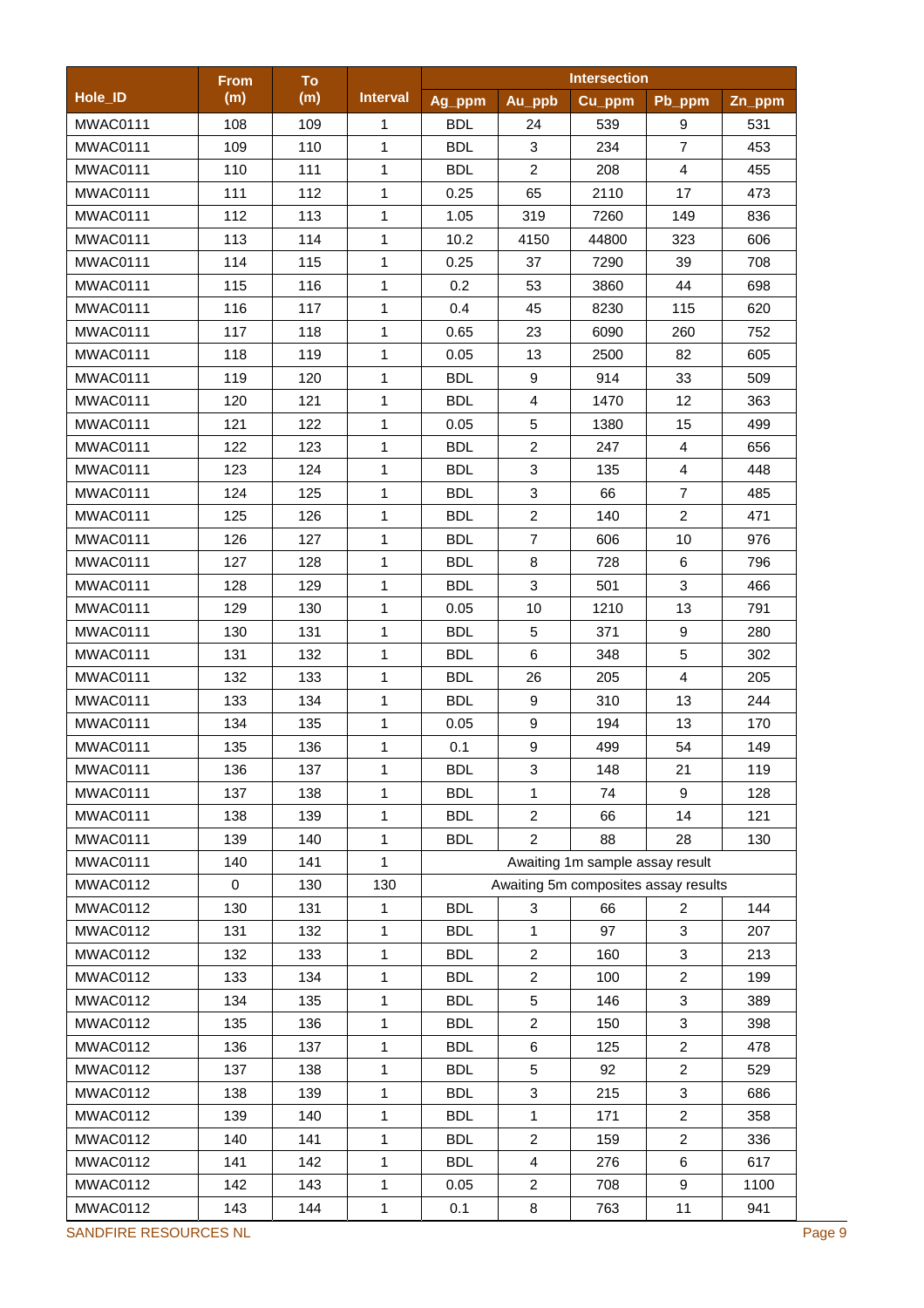| Hole_ID | From (m) | To (m) | Interval | Intersection | | | | |
|---|---|---|---|---|---|---|---|---|
| | | | | Ag_ppm | Au_ppb | Cu_ppm | Pb_ppm | Zn_ppm |
| MWAC0111 | 108 | 109 | 1 | BDL | 24 | 539 | 9 | 531 |
| MWAC0111 | 109 | 110 | 1 | BDL | 3 | 234 | 7 | 453 |
| MWAC0111 | 110 | 111 | 1 | BDL | 2 | 208 | 4 | 455 |
| MWAC0111 | 111 | 112 | 1 | 0.25 | 65 | 2110 | 17 | 473 |
| MWAC0111 | 112 | 113 | 1 | 1.05 | 319 | 7260 | 149 | 836 |
| MWAC0111 | 113 | 114 | 1 | 10.2 | 4150 | 44800 | 323 | 606 |
| MWAC0111 | 114 | 115 | 1 | 0.25 | 37 | 7290 | 39 | 708 |
| MWAC0111 | 115 | 116 | 1 | 0.2 | 53 | 3860 | 44 | 698 |
| MWAC0111 | 116 | 117 | 1 | 0.4 | 45 | 8230 | 115 | 620 |
| MWAC0111 | 117 | 118 | 1 | 0.65 | 23 | 6090 | 260 | 752 |
| MWAC0111 | 118 | 119 | 1 | 0.05 | 13 | 2500 | 82 | 605 |
| MWAC0111 | 119 | 120 | 1 | BDL | 9 | 914 | 33 | 509 |
| MWAC0111 | 120 | 121 | 1 | BDL | 4 | 1470 | 12 | 363 |
| MWAC0111 | 121 | 122 | 1 | 0.05 | 5 | 1380 | 15 | 499 |
| MWAC0111 | 122 | 123 | 1 | BDL | 2 | 247 | 4 | 656 |
| MWAC0111 | 123 | 124 | 1 | BDL | 3 | 135 | 4 | 448 |
| MWAC0111 | 124 | 125 | 1 | BDL | 3 | 66 | 7 | 485 |
| MWAC0111 | 125 | 126 | 1 | BDL | 2 | 140 | 2 | 471 |
| MWAC0111 | 126 | 127 | 1 | BDL | 7 | 606 | 10 | 976 |
| MWAC0111 | 127 | 128 | 1 | BDL | 8 | 728 | 6 | 796 |
| MWAC0111 | 128 | 129 | 1 | BDL | 3 | 501 | 3 | 466 |
| MWAC0111 | 129 | 130 | 1 | 0.05 | 10 | 1210 | 13 | 791 |
| MWAC0111 | 130 | 131 | 1 | BDL | 5 | 371 | 9 | 280 |
| MWAC0111 | 131 | 132 | 1 | BDL | 6 | 348 | 5 | 302 |
| MWAC0111 | 132 | 133 | 1 | BDL | 26 | 205 | 4 | 205 |
| MWAC0111 | 133 | 134 | 1 | BDL | 9 | 310 | 13 | 244 |
| MWAC0111 | 134 | 135 | 1 | 0.05 | 9 | 194 | 13 | 170 |
| MWAC0111 | 135 | 136 | 1 | 0.1 | 9 | 499 | 54 | 149 |
| MWAC0111 | 136 | 137 | 1 | BDL | 3 | 148 | 21 | 119 |
| MWAC0111 | 137 | 138 | 1 | BDL | 1 | 74 | 9 | 128 |
| MWAC0111 | 138 | 139 | 1 | BDL | 2 | 66 | 14 | 121 |
| MWAC0111 | 139 | 140 | 1 | BDL | 2 | 88 | 28 | 130 |
| MWAC0111 | 140 | 141 | 1 | Awaiting 1m sample assay result | | | | |
| MWAC0112 | 0 | 130 | 130 | Awaiting 5m composites assay results | | | | |
| MWAC0112 | 130 | 131 | 1 | BDL | 3 | 66 | 2 | 144 |
| MWAC0112 | 131 | 132 | 1 | BDL | 1 | 97 | 3 | 207 |
| MWAC0112 | 132 | 133 | 1 | BDL | 2 | 160 | 3 | 213 |
| MWAC0112 | 133 | 134 | 1 | BDL | 2 | 100 | 2 | 199 |
| MWAC0112 | 134 | 135 | 1 | BDL | 5 | 146 | 3 | 389 |
| MWAC0112 | 135 | 136 | 1 | BDL | 2 | 150 | 3 | 398 |
| MWAC0112 | 136 | 137 | 1 | BDL | 6 | 125 | 2 | 478 |
| MWAC0112 | 137 | 138 | 1 | BDL | 5 | 92 | 2 | 529 |
| MWAC0112 | 138 | 139 | 1 | BDL | 3 | 215 | 3 | 686 |
| MWAC0112 | 139 | 140 | 1 | BDL | 1 | 171 | 2 | 358 |
| MWAC0112 | 140 | 141 | 1 | BDL | 2 | 159 | 2 | 336 |
| MWAC0112 | 141 | 142 | 1 | BDL | 4 | 276 | 6 | 617 |
| MWAC0112 | 142 | 143 | 1 | 0.05 | 2 | 708 | 9 | 1100 |
| MWAC0112 | 143 | 144 | 1 | 0.1 | 8 | 763 | 11 | 941 |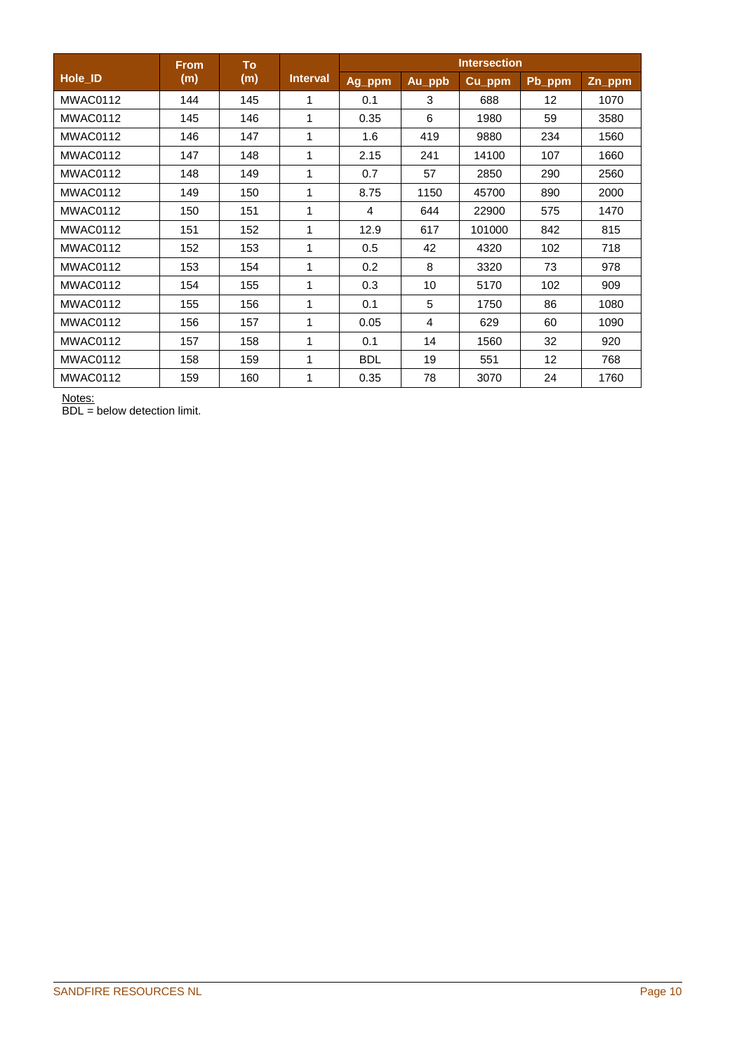| Hole_ID | From (m) | To (m) | Interval | Intersection | | | | |
|---|---|---|---|---|---|---|---|---|
| | | | | Ag_ppm | Au_ppb | Cu_ppm | Pb_ppm | Zn_ppm |
| MWAC0112 | 144 | 145 | 1 | 0.1 | 3 | 688 | 12 | 1070 |
| MWAC0112 | 145 | 146 | 1 | 0.35 | 6 | 1980 | 59 | 3580 |
| MWAC0112 | 146 | 147 | 1 | 1.6 | 419 | 9880 | 234 | 1560 |
| MWAC0112 | 147 | 148 | 1 | 2.15 | 241 | 14100 | 107 | 1660 |
| MWAC0112 | 148 | 149 | 1 | 0.7 | 57 | 2850 | 290 | 2560 |
| MWAC0112 | 149 | 150 | 1 | 8.75 | 1150 | 45700 | 890 | 2000 |
| MWAC0112 | 150 | 151 | 1 | 4 | 644 | 22900 | 575 | 1470 |
| MWAC0112 | 151 | 152 | 1 | 12.9 | 617 | 101000 | 842 | 815 |
| MWAC0112 | 152 | 153 | 1 | 0.5 | 42 | 4320 | 102 | 718 |
| MWAC0112 | 153 | 154 | 1 | 0.2 | 8 | 3320 | 73 | 978 |
| MWAC0112 | 154 | 155 | 1 | 0.3 | 10 | 5170 | 102 | 909 |
| MWAC0112 | 155 | 156 | 1 | 0.1 | 5 | 1750 | 86 | 1080 |
| MWAC0112 | 156 | 157 | 1 | 0.05 | 4 | 629 | 60 | 1090 |
| MWAC0112 | 157 | 158 | 1 | 0.1 | 14 | 1560 | 32 | 920 |
| MWAC0112 | 158 | 159 | 1 | BDL | 19 | 551 | 12 | 768 |
| MWAC0112 | 159 | 160 | 1 | 0.35 | 78 | 3070 | 24 | 1760 |

Notes:
BDL = below detection limit.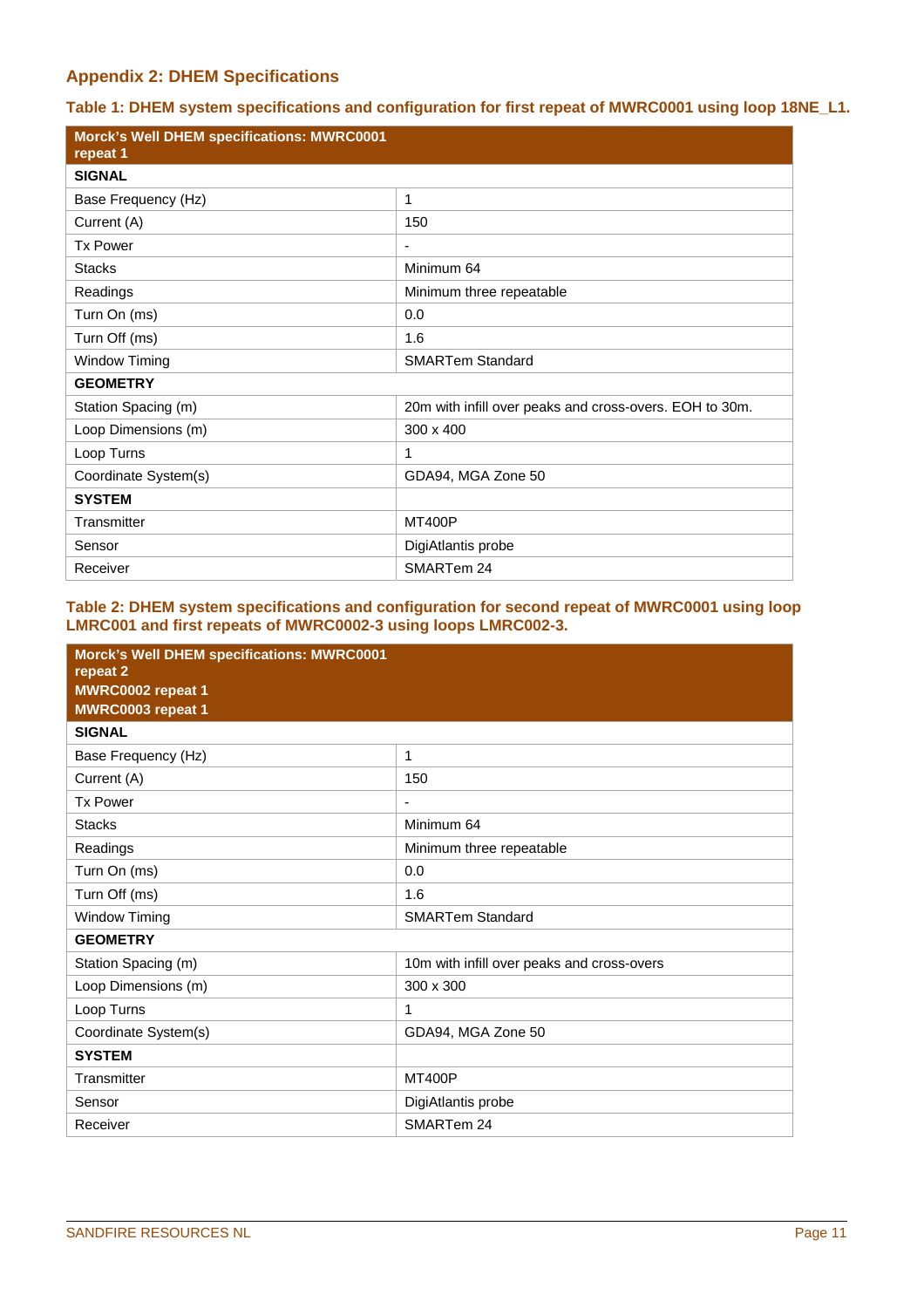## Appendix 2: DHEM Specifications

**Table 1: DHEM system specifications and configuration for first repeat of MWRC0001 using loop 18NE_L1.**

| Morck's Well DHEM specifications: MWRC0001 repeat 1 | |
|---|---|
| **SIGNAL** | |
| Base Frequency (Hz) | 1 |
| Current (A) | 150 |
| Tx Power | - |
| Stacks | Minimum 64 |
| Readings | Minimum three repeatable |
| Turn On (ms) | 0.0 |
| Turn Off (ms) | 1.6 |
| Window Timing | SMARTem Standard |
| **GEOMETRY** | |
| Station Spacing (m) | 20m with infill over peaks and cross-overs. EOH to 30m. |
| Loop Dimensions (m) | 300 x 400 |
| Loop Turns | 1 |
| Coordinate System(s) | GDA94, MGA Zone 50 |
| **SYSTEM** | |
| Transmitter | MT400P |
| Sensor | DigiAtlantis probe |
| Receiver | SMARTem 24 |

**Table 2: DHEM system specifications and configuration for second repeat of MWRC0001 using loop LMRC001 and first repeats of MWRC0002-3 using loops LMRC002-3.**

| Morck's Well DHEM specifications: MWRC0001 repeat 2<br>MWRC0002 repeat 1<br>MWRC0003 repeat 1 | |
|---|---|
| **SIGNAL** | |
| Base Frequency (Hz) | 1 |
| Current (A) | 150 |
| Tx Power | - |
| Stacks | Minimum 64 |
| Readings | Minimum three repeatable |
| Turn On (ms) | 0.0 |
| Turn Off (ms) | 1.6 |
| Window Timing | SMARTem Standard |
| **GEOMETRY** | |
| Station Spacing (m) | 10m with infill over peaks and cross-overs |
| Loop Dimensions (m) | 300 x 300 |
| Loop Turns | 1 |
| Coordinate System(s) | GDA94, MGA Zone 50 |
| **SYSTEM** | |
| Transmitter | MT400P |
| Sensor | DigiAtlantis probe |
| Receiver | SMARTem 24 |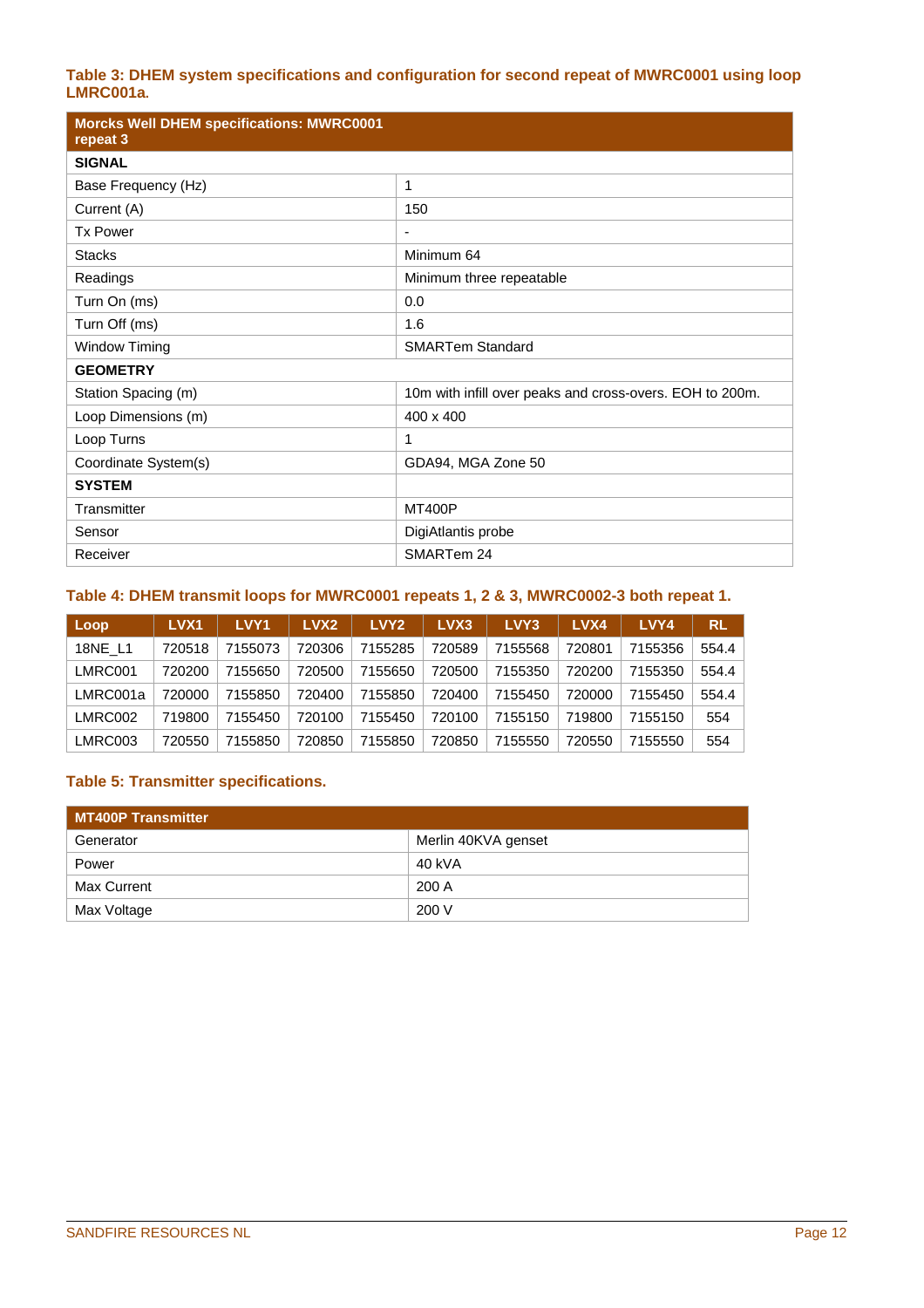**Table 3: DHEM system specifications and configuration for second repeat of MWRC0001 using loop LMRC001a.**

| Morcks Well DHEM specifications: MWRC0001 repeat 3 | |
|---|---|
| **SIGNAL** | |
| Base Frequency (Hz) | 1 |
| Current (A) | 150 |
| Tx Power | - |
| Stacks | Minimum 64 |
| Readings | Minimum three repeatable |
| Turn On (ms) | 0.0 |
| Turn Off (ms) | 1.6 |
| Window Timing | SMARTem Standard |
| **GEOMETRY** | |
| Station Spacing (m) | 10m with infill over peaks and cross-overs. EOH to 200m. |
| Loop Dimensions (m) | 400 x 400 |
| Loop Turns | 1 |
| Coordinate System(s) | GDA94, MGA Zone 50 |
| **SYSTEM** | |
| Transmitter | MT400P |
| Sensor | DigiAtlantis probe |
| Receiver | SMARTem 24 |

**Table 4: DHEM transmit loops for MWRC0001 repeats 1, 2 & 3, MWRC0002-3 both repeat 1.**

| Loop | LVX1 | LVY1 | LVX2 | LVY2 | LVX3 | LVY3 | LVX4 | LVY4 | RL |
|---|---|---|---|---|---|---|---|---|---|
| 18NE_L1 | 720518 | 7155073 | 720306 | 7155285 | 720589 | 7155568 | 720801 | 7155356 | 554.4 |
| LMRC001 | 720200 | 7155650 | 720500 | 7155650 | 720500 | 7155350 | 720200 | 7155350 | 554.4 |
| LMRC001a | 720000 | 7155850 | 720400 | 7155850 | 720400 | 7155450 | 720000 | 7155450 | 554.4 |
| LMRC002 | 719800 | 7155450 | 720100 | 7155450 | 720100 | 7155150 | 719800 | 7155150 | 554 |
| LMRC003 | 720550 | 7155850 | 720850 | 7155850 | 720850 | 7155550 | 720550 | 7155550 | 554 |

**Table 5: Transmitter specifications.**

| MT400P Transmitter | |
|---|---|
| Generator | Merlin 40KVA genset |
| Power | 40 kVA |
| Max Current | 200 A |
| Max Voltage | 200 V |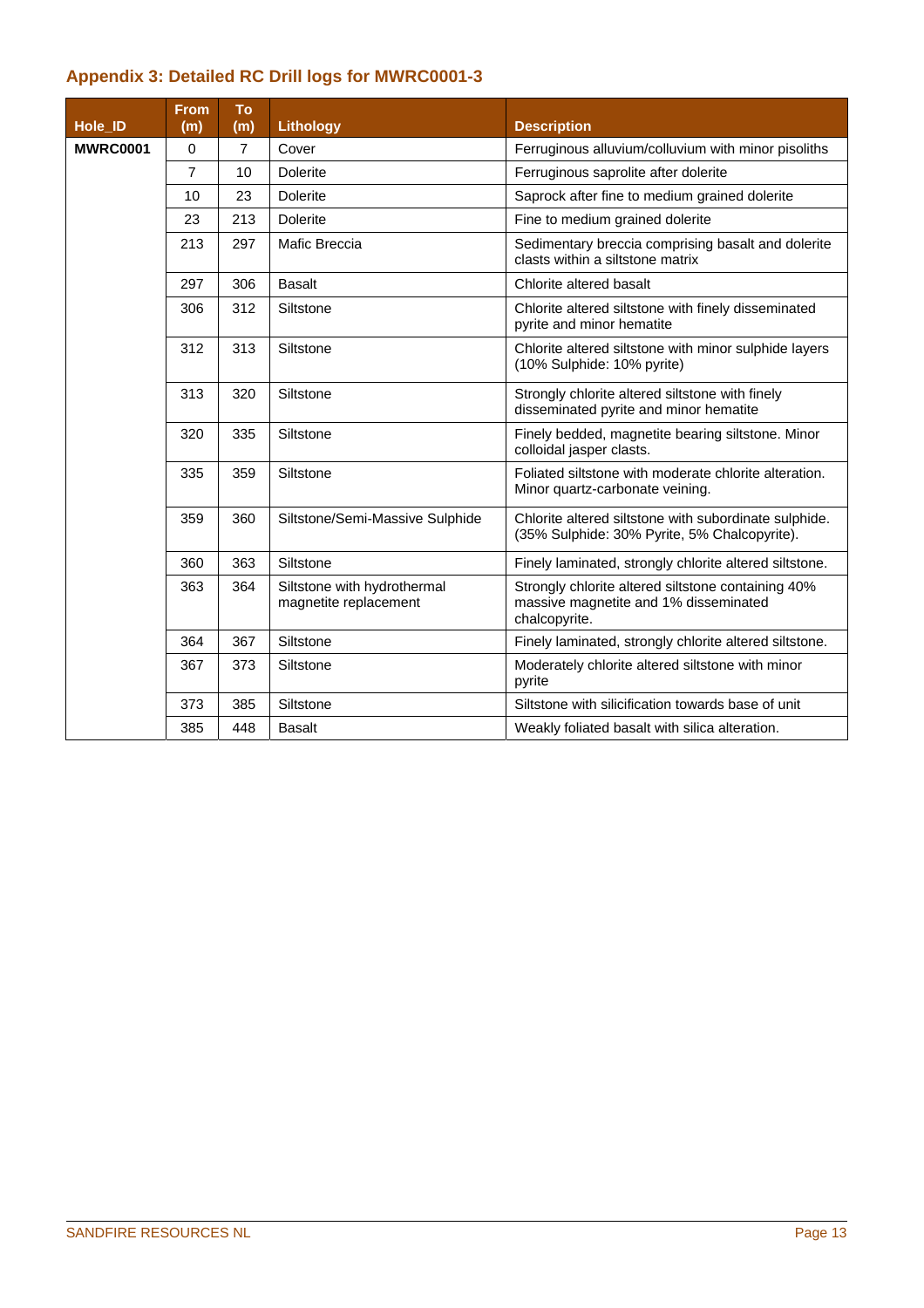### Appendix 3: Detailed RC Drill logs for MWRC0001-3

| Hole_ID | From (m) | To (m) | Lithology | Description |
|---|---|---|---|---|
| **MWRC0001** | 0 | 7 | Cover | Ferruginous alluvium/colluvium with minor pisoliths |
| | 7 | 10 | Dolerite | Ferruginous saprolite after dolerite |
| | 10 | 23 | Dolerite | Saprock after fine to medium grained dolerite |
| | 23 | 213 | Dolerite | Fine to medium grained dolerite |
| | 213 | 297 | Mafic Breccia | Sedimentary breccia comprising basalt and dolerite clasts within a siltstone matrix |
| | 297 | 306 | Basalt | Chlorite altered basalt |
| | 306 | 312 | Siltstone | Chlorite altered siltstone with finely disseminated pyrite and minor hematite |
| | 312 | 313 | Siltstone | Chlorite altered siltstone with minor sulphide layers (10% Sulphide: 10% pyrite) |
| | 313 | 320 | Siltstone | Strongly chlorite altered siltstone with finely disseminated pyrite and minor hematite |
| | 320 | 335 | Siltstone | Finely bedded, magnetite bearing siltstone. Minor colloidal jasper clasts. |
| | 335 | 359 | Siltstone | Foliated siltstone with moderate chlorite alteration. Minor quartz-carbonate veining. |
| | 359 | 360 | Siltstone/Semi-Massive Sulphide | Chlorite altered siltstone with subordinate sulphide. (35% Sulphide: 30% Pyrite, 5% Chalcopyrite). |
| | 360 | 363 | Siltstone | Finely laminated, strongly chlorite altered siltstone. |
| | 363 | 364 | Siltstone with hydrothermal magnetite replacement | Strongly chlorite altered siltstone containing 40% massive magnetite and 1% disseminated chalcopyrite. |
| | 364 | 367 | Siltstone | Finely laminated, strongly chlorite altered siltstone. |
| | 367 | 373 | Siltstone | Moderately chlorite altered siltstone with minor pyrite |
| | 373 | 385 | Siltstone | Siltstone with silicification towards base of unit |
| | 385 | 448 | Basalt | Weakly foliated basalt with silica alteration. |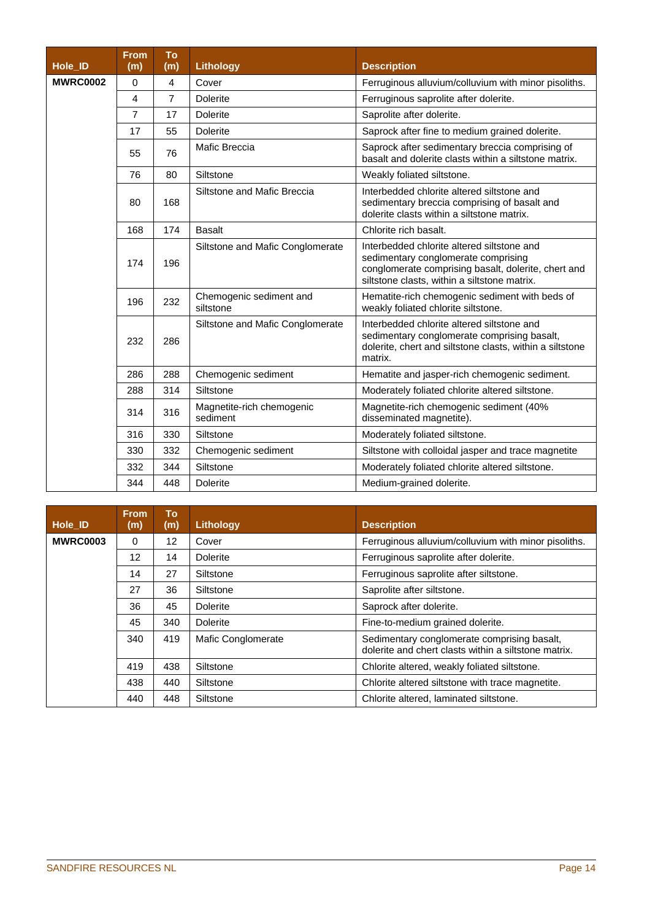| Hole_ID | From (m) | To (m) | Lithology | Description |
|---|---|---|---|---|
| **MWRC0002** | 0 | 4 | Cover | Ferruginous alluvium/colluvium with minor pisoliths. |
| | 4 | 7 | Dolerite | Ferruginous saprolite after dolerite. |
| | 7 | 17 | Dolerite | Saprolite after dolerite. |
| | 17 | 55 | Dolerite | Saprock after fine to medium grained dolerite. |
| | 55 | 76 | Mafic Breccia | Saprock after sedimentary breccia comprising of basalt and dolerite clasts within a siltstone matrix. |
| | 76 | 80 | Siltstone | Weakly foliated siltstone. |
| | 80 | 168 | Siltstone and Mafic Breccia | Interbedded chlorite altered siltstone and sedimentary breccia comprising of basalt and dolerite clasts within a siltstone matrix. |
| | 168 | 174 | Basalt | Chlorite rich basalt. |
| | 174 | 196 | Siltstone and Mafic Conglomerate | Interbedded chlorite altered siltstone and sedimentary conglomerate comprising conglomerate comprising basalt, dolerite, chert and siltstone clasts, within a siltstone matrix. |
| | 196 | 232 | Chemogenic sediment and siltstone | Hematite-rich chemogenic sediment with beds of weakly foliated chlorite siltstone. |
| | 232 | 286 | Siltstone and Mafic Conglomerate | Interbedded chlorite altered siltstone and sedimentary conglomerate comprising basalt, dolerite, chert and siltstone clasts, within a siltstone matrix. |
| | 286 | 288 | Chemogenic sediment | Hematite and jasper-rich chemogenic sediment. |
| | 288 | 314 | Siltstone | Moderately foliated chlorite altered siltstone. |
| | 314 | 316 | Magnetite-rich chemogenic sediment | Magnetite-rich chemogenic sediment (40% disseminated magnetite). |
| | 316 | 330 | Siltstone | Moderately foliated siltstone. |
| | 330 | 332 | Chemogenic sediment | Siltstone with colloidal jasper and trace magnetite |
| | 332 | 344 | Siltstone | Moderately foliated chlorite altered siltstone. |
| | 344 | 448 | Dolerite | Medium-grained dolerite. |

| Hole_ID | From (m) | To (m) | Lithology | Description |
|---|---|---|---|---|
| **MWRC0003** | 0 | 12 | Cover | Ferruginous alluvium/colluvium with minor pisoliths. |
| | 12 | 14 | Dolerite | Ferruginous saprolite after dolerite. |
| | 14 | 27 | Siltstone | Ferruginous saprolite after siltstone. |
| | 27 | 36 | Siltstone | Saprolite after siltstone. |
| | 36 | 45 | Dolerite | Saprock after dolerite. |
| | 45 | 340 | Dolerite | Fine-to-medium grained dolerite. |
| | 340 | 419 | Mafic Conglomerate | Sedimentary conglomerate comprising basalt, dolerite and chert clasts within a siltstone matrix. |
| | 419 | 438 | Siltstone | Chlorite altered, weakly foliated siltstone. |
| | 438 | 440 | Siltstone | Chlorite altered siltstone with trace magnetite. |
| | 440 | 448 | Siltstone | Chlorite altered, laminated siltstone. |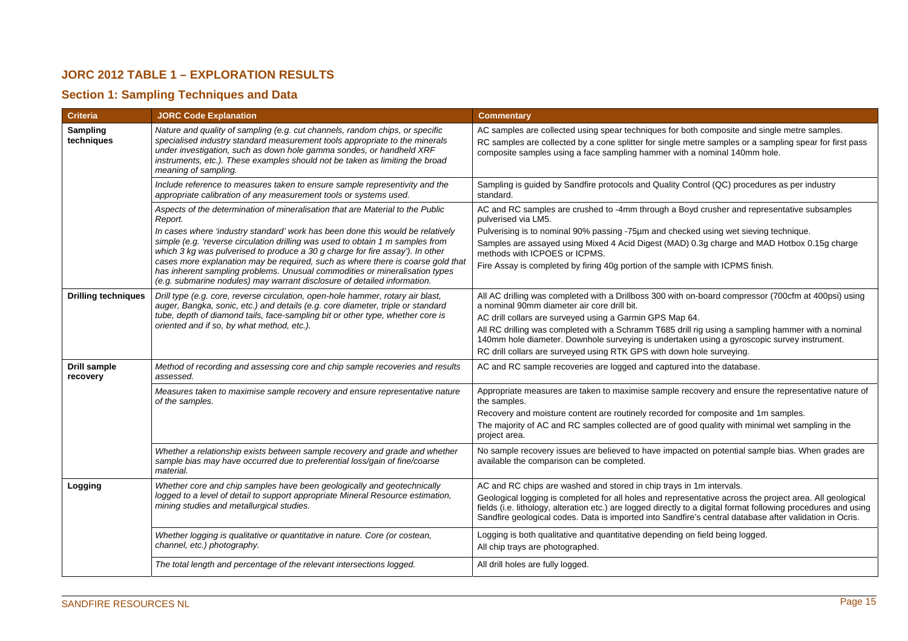## JORC 2012 TABLE 1 – EXPLORATION RESULTS

### Section 1: Sampling Techniques and Data

| Criteria | JORC Code Explanation | Commentary |
|---|---|---|
| **Sampling techniques** | *Nature and quality of sampling (e.g. cut channels, random chips, or specific specialised industry standard measurement tools appropriate to the minerals under investigation, such as down hole gamma sondes, or handheld XRF instruments, etc.). These examples should not be taken as limiting the broad meaning of sampling.* | AC samples are collected using spear techniques for both composite and single metre samples.<br>RC samples are collected by a cone splitter for single metre samples or a sampling spear for first pass composite samples using a face sampling hammer with a nominal 140mm hole. |
| | *Include reference to measures taken to ensure sample representivity and the appropriate calibration of any measurement tools or systems used.* | Sampling is guided by Sandfire protocols and Quality Control (QC) procedures as per industry standard. |
| | *Aspects of the determination of mineralisation that are Material to the Public Report.*<br>*In cases where 'industry standard' work has been done this would be relatively simple (e.g. 'reverse circulation drilling was used to obtain 1 m samples from which 3 kg was pulverised to produce a 30 g charge for fire assay'). In other cases more explanation may be required, such as where there is coarse gold that has inherent sampling problems. Unusual commodities or mineralisation types (e.g. submarine nodules) may warrant disclosure of detailed information.* | AC and RC samples are crushed to -4mm through a Boyd crusher and representative subsamples pulverised via LM5.<br>Pulverising is to nominal 90% passing -75µm and checked using wet sieving technique.<br>Samples are assayed using Mixed 4 Acid Digest (MAD) 0.3g charge and MAD Hotbox 0.15g charge methods with ICPOES or ICPMS.<br>Fire Assay is completed by firing 40g portion of the sample with ICPMS finish. |
| **Drilling techniques** | *Drill type (e.g. core, reverse circulation, open-hole hammer, rotary air blast, auger, Bangka, sonic, etc.) and details (e.g. core diameter, triple or standard tube, depth of diamond tails, face-sampling bit or other type, whether core is oriented and if so, by what method, etc.).* | All AC drilling was completed with a Drillboss 300 with on-board compressor (700cfm at 400psi) using a nominal 90mm diameter air core drill bit.<br>AC drill collars are surveyed using a Garmin GPS Map 64.<br>All RC drilling was completed with a Schramm T685 drill rig using a sampling hammer with a nominal 140mm hole diameter. Downhole surveying is undertaken using a gyroscopic survey instrument.<br>RC drill collars are surveyed using RTK GPS with down hole surveying. |
| **Drill sample recovery** | *Method of recording and assessing core and chip sample recoveries and results assessed.* | AC and RC sample recoveries are logged and captured into the database. |
| | *Measures taken to maximise sample recovery and ensure representative nature of the samples.* | Appropriate measures are taken to maximise sample recovery and ensure the representative nature of the samples.<br>Recovery and moisture content are routinely recorded for composite and 1m samples.<br>The majority of AC and RC samples collected are of good quality with minimal wet sampling in the project area. |
| | *Whether a relationship exists between sample recovery and grade and whether sample bias may have occurred due to preferential loss/gain of fine/coarse material.* | No sample recovery issues are believed to have impacted on potential sample bias. When grades are available the comparison can be completed. |
| **Logging** | *Whether core and chip samples have been geologically and geotechnically logged to a level of detail to support appropriate Mineral Resource estimation, mining studies and metallurgical studies.* | AC and RC chips are washed and stored in chip trays in 1m intervals.<br>Geological logging is completed for all holes and representative across the project area. All geological fields (i.e. lithology, alteration etc.) are logged directly to a digital format following procedures and using Sandfire geological codes. Data is imported into Sandfire's central database after validation in Ocris. |
| | *Whether logging is qualitative or quantitative in nature. Core (or costean, channel, etc.) photography.* | Logging is both qualitative and quantitative depending on field being logged.<br>All chip trays are photographed. |
| | *The total length and percentage of the relevant intersections logged.* | All drill holes are fully logged. |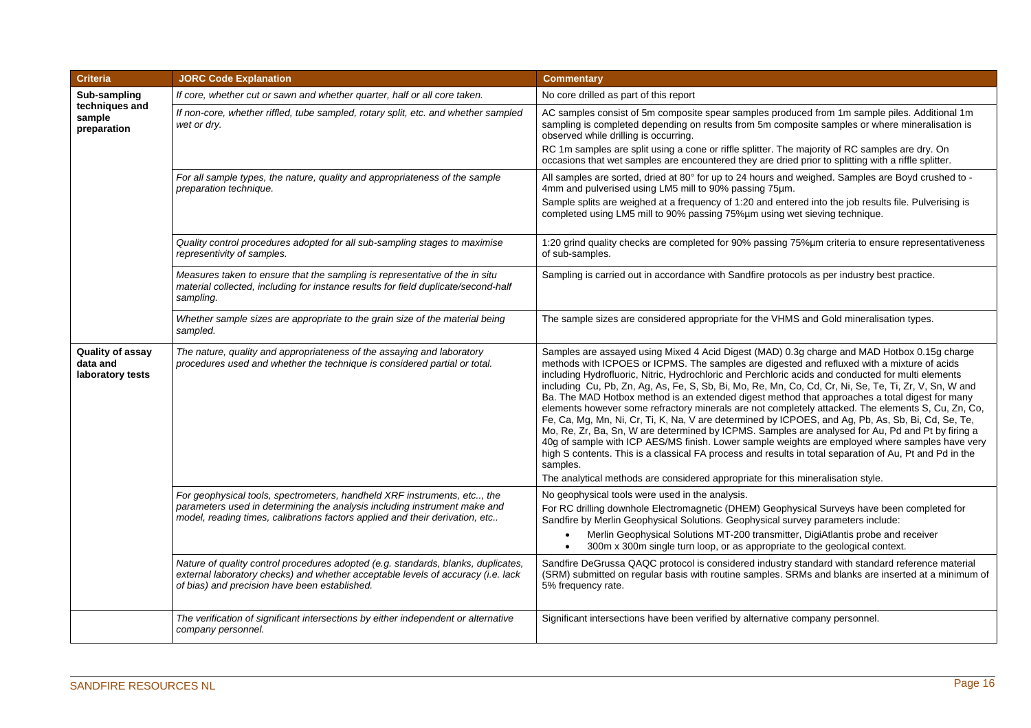| Criteria | JORC Code Explanation | Commentary |
|---|---|---|
| **Sub-sampling techniques and sample preparation** | *If core, whether cut or sawn and whether quarter, half or all core taken.* | No core drilled as part of this report |
| | *If non-core, whether riffled, tube sampled, rotary split, etc. and whether sampled wet or dry.* | AC samples consist of 5m composite spear samples produced from 1m sample piles. Additional 1m sampling is completed depending on results from 5m composite samples or where mineralisation is observed while drilling is occurring.<br>RC 1m samples are split using a cone or riffle splitter. The majority of RC samples are dry. On occasions that wet samples are encountered they are dried prior to splitting with a riffle splitter. |
| | *For all sample types, the nature, quality and appropriateness of the sample preparation technique.* | All samples are sorted, dried at 80° for up to 24 hours and weighed. Samples are Boyd crushed to -4mm and pulverised using LM5 mill to 90% passing 75µm.<br>Sample splits are weighed at a frequency of 1:20 and entered into the job results file. Pulverising is completed using LM5 mill to 90% passing 75%µm using wet sieving technique. |
| | *Quality control procedures adopted for all sub-sampling stages to maximise representivity of samples.* | 1:20 grind quality checks are completed for 90% passing 75%µm criteria to ensure representativeness of sub-samples. |
| | *Measures taken to ensure that the sampling is representative of the in situ material collected, including for instance results for field duplicate/second-half sampling.* | Sampling is carried out in accordance with Sandfire protocols as per industry best practice. |
| | *Whether sample sizes are appropriate to the grain size of the material being sampled.* | The sample sizes are considered appropriate for the VHMS and Gold mineralisation types. |
| **Quality of assay data and laboratory tests** | *The nature, quality and appropriateness of the assaying and laboratory procedures used and whether the technique is considered partial or total.* | Samples are assayed using Mixed 4 Acid Digest (MAD) 0.3g charge and MAD Hotbox 0.15g charge methods with ICPOES or ICPMS. The samples are digested and refluxed with a mixture of acids including Hydrofluoric, Nitric, Hydrochloric and Perchloric acids and conducted for multi elements including Cu, Pb, Zn, Ag, As, Fe, S, Sb, Bi, Mo, Re, Mn, Co, Cd, Cr, Ni, Se, Te, Ti, Zr, V, Sn, W and Ba. The MAD Hotbox method is an extended digest method that approaches a total digest for many elements however some refractory minerals are not completely attacked. The elements S, Cu, Zn, Co, Fe, Ca, Mg, Mn, Ni, Cr, Ti, K, Na, V are determined by ICPOES, and Ag, Pb, As, Sb, Bi, Cd, Se, Te, Mo, Re, Zr, Ba, Sn, W are determined by ICPMS. Samples are analysed for Au, Pd and Pt by firing a 40g of sample with ICP AES/MS finish. Lower sample weights are employed where samples have very high S contents. This is a classical FA process and results in total separation of Au, Pt and Pd in the samples.<br>The analytical methods are considered appropriate for this mineralisation style. |
| | *For geophysical tools, spectrometers, handheld XRF instruments, etc.., the parameters used in determining the analysis including instrument make and model, reading times, calibrations factors applied and their derivation, etc..* | No geophysical tools were used in the analysis.<br>For RC drilling downhole Electromagnetic (DHEM) Geophysical Surveys have been completed for Sandfire by Merlin Geophysical Solutions. Geophysical survey parameters include:<br>• Merlin Geophysical Solutions MT-200 transmitter, DigiAtlantis probe and receiver<br>• 300m x 300m single turn loop, or as appropriate to the geological context. |
| | *Nature of quality control procedures adopted (e.g. standards, blanks, duplicates, external laboratory checks) and whether acceptable levels of accuracy (i.e. lack of bias) and precision have been established.* | Sandfire DeGrussa QAQC protocol is considered industry standard with standard reference material (SRM) submitted on regular basis with routine samples. SRMs and blanks are inserted at a minimum of 5% frequency rate. |
| | *The verification of significant intersections by either independent or alternative company personnel.* | Significant intersections have been verified by alternative company personnel. |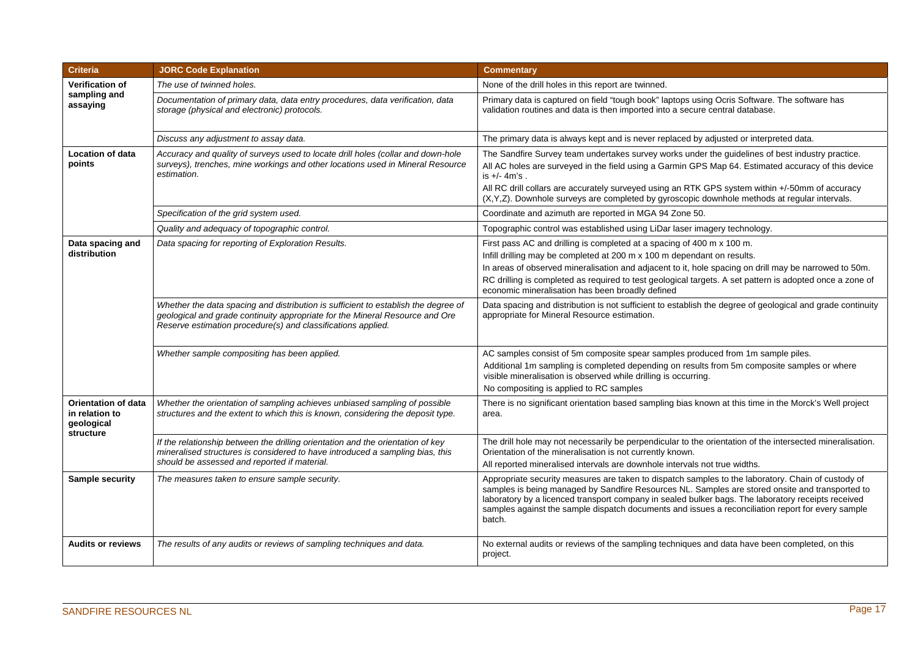| Criteria | JORC Code Explanation | Commentary |
|---|---|---|
| **Verification of sampling and assaying** | *The use of twinned holes.* | None of the drill holes in this report are twinned. |
| | *Documentation of primary data, data entry procedures, data verification, data storage (physical and electronic) protocols.* | Primary data is captured on field "tough book" laptops using Ocris Software. The software has validation routines and data is then imported into a secure central database. |
| | *Discuss any adjustment to assay data.* | The primary data is always kept and is never replaced by adjusted or interpreted data. |
| **Location of data points** | *Accuracy and quality of surveys used to locate drill holes (collar and down-hole surveys), trenches, mine workings and other locations used in Mineral Resource estimation.* | The Sandfire Survey team undertakes survey works under the guidelines of best industry practice.<br>All AC holes are surveyed in the field using a Garmin GPS Map 64. Estimated accuracy of this device is +/- 4m's .<br>All RC drill collars are accurately surveyed using an RTK GPS system within +/-50mm of accuracy (X,Y,Z). Downhole surveys are completed by gyroscopic downhole methods at regular intervals. |
| | *Specification of the grid system used.* | Coordinate and azimuth are reported in MGA 94 Zone 50. |
| | *Quality and adequacy of topographic control.* | Topographic control was established using LiDar laser imagery technology. |
| **Data spacing and distribution** | *Data spacing for reporting of Exploration Results.* | First pass AC and drilling is completed at a spacing of 400 m x 100 m.<br>Infill drilling may be completed at 200 m x 100 m dependant on results.<br>In areas of observed mineralisation and adjacent to it, hole spacing on drill may be narrowed to 50m.<br>RC drilling is completed as required to test geological targets. A set pattern is adopted once a zone of economic mineralisation has been broadly defined |
| | *Whether the data spacing and distribution is sufficient to establish the degree of geological and grade continuity appropriate for the Mineral Resource and Ore Reserve estimation procedure(s) and classifications applied.* | Data spacing and distribution is not sufficient to establish the degree of geological and grade continuity appropriate for Mineral Resource estimation. |
| | *Whether sample compositing has been applied.* | AC samples consist of 5m composite spear samples produced from 1m sample piles.<br>Additional 1m sampling is completed depending on results from 5m composite samples or where visible mineralisation is observed while drilling is occurring.<br>No compositing is applied to RC samples |
| **Orientation of data in relation to geological structure** | *Whether the orientation of sampling achieves unbiased sampling of possible structures and the extent to which this is known, considering the deposit type.* | There is no significant orientation based sampling bias known at this time in the Morck's Well project area. |
| | *If the relationship between the drilling orientation and the orientation of key mineralised structures is considered to have introduced a sampling bias, this should be assessed and reported if material.* | The drill hole may not necessarily be perpendicular to the orientation of the intersected mineralisation.<br>Orientation of the mineralisation is not currently known.<br>All reported mineralised intervals are downhole intervals not true widths. |
| **Sample security** | *The measures taken to ensure sample security.* | Appropriate security measures are taken to dispatch samples to the laboratory. Chain of custody of samples is being managed by Sandfire Resources NL. Samples are stored onsite and transported to laboratory by a licenced transport company in sealed bulker bags. The laboratory receipts received samples against the sample dispatch documents and issues a reconciliation report for every sample batch. |
| **Audits or reviews** | *The results of any audits or reviews of sampling techniques and data.* | No external audits or reviews of the sampling techniques and data have been completed, on this project. |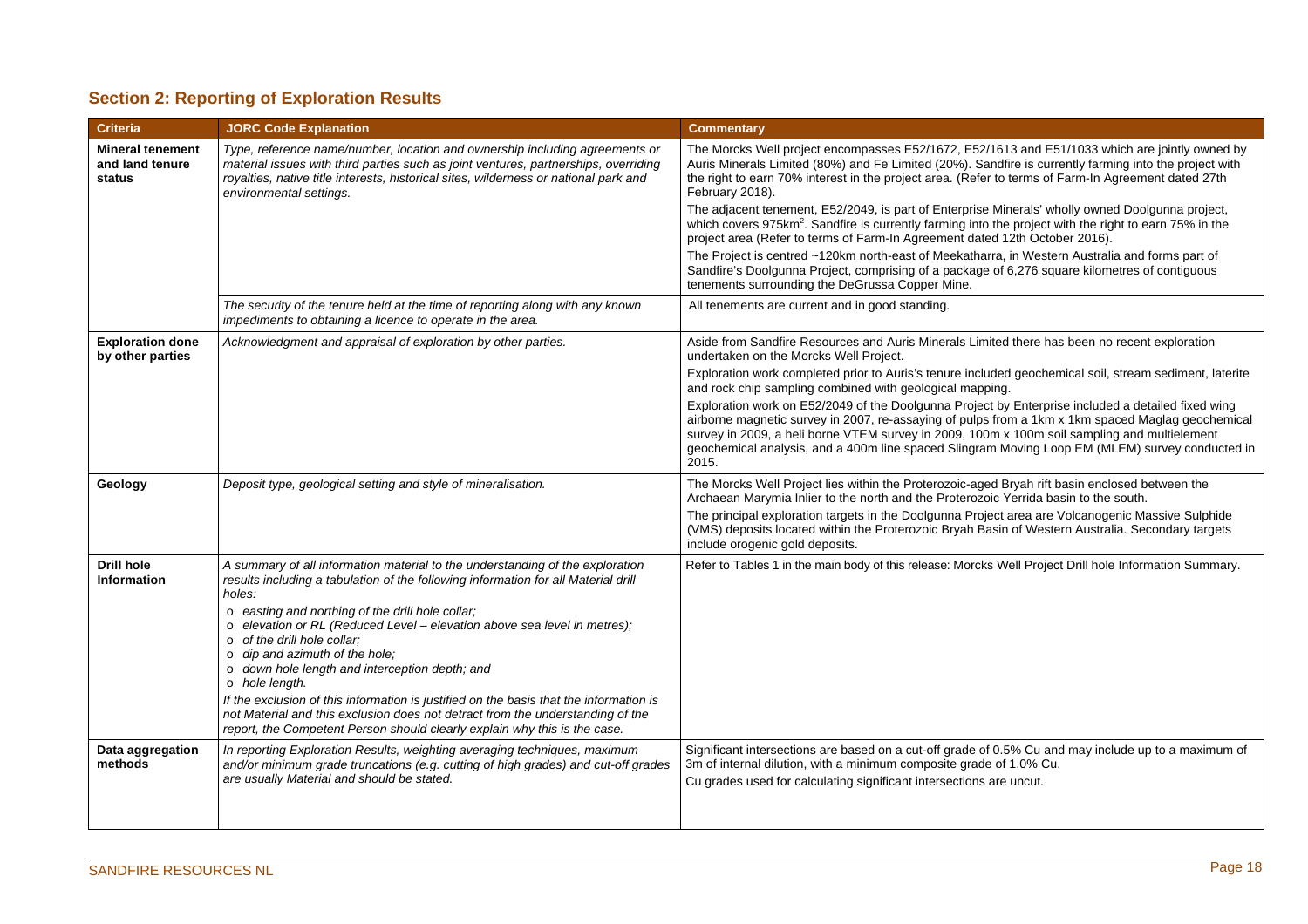## Section 2: Reporting of Exploration Results

| Criteria | JORC Code Explanation | Commentary |
|---|---|---|
| **Mineral tenement and land tenure status** | *Type, reference name/number, location and ownership including agreements or material issues with third parties such as joint ventures, partnerships, overriding royalties, native title interests, historical sites, wilderness or national park and environmental settings.* | The Morcks Well project encompasses E52/1672, E52/1613 and E51/1033 which are jointly owned by Auris Minerals Limited (80%) and Fe Limited (20%). Sandfire is currently farming into the project with the right to earn 70% interest in the project area. (Refer to terms of Farm-In Agreement dated 27th February 2018).<br><br>The adjacent tenement, E52/2049, is part of Enterprise Minerals' wholly owned Doolgunna project, which covers 975km$^2$. Sandfire is currently farming into the project with the right to earn 75% in the project area (Refer to terms of Farm-In Agreement dated 12th October 2016).<br><br>The Project is centred ~120km north-east of Meekatharra, in Western Australia and forms part of Sandfire's Doolgunna Project, comprising of a package of 6,276 square kilometres of contiguous tenements surrounding the DeGrussa Copper Mine. |
| | *The security of the tenure held at the time of reporting along with any known impediments to obtaining a licence to operate in the area.* | All tenements are current and in good standing. |
| **Exploration done by other parties** | *Acknowledgment and appraisal of exploration by other parties.* | Aside from Sandfire Resources and Auris Minerals Limited there has been no recent exploration undertaken on the Morcks Well Project.<br><br>Exploration work completed prior to Auris's tenure included geochemical soil, stream sediment, laterite and rock chip sampling combined with geological mapping.<br><br>Exploration work on E52/2049 of the Doolgunna Project by Enterprise included a detailed fixed wing airborne magnetic survey in 2007, re-assaying of pulps from a 1km x 1km spaced Maglag geochemical survey in 2009, a heli borne VTEM survey in 2009, 100m x 100m soil sampling and multielement geochemical analysis, and a 400m line spaced Slingram Moving Loop EM (MLEM) survey conducted in 2015. |
| **Geology** | *Deposit type, geological setting and style of mineralisation.* | The Morcks Well Project lies within the Proterozoic-aged Bryah rift basin enclosed between the Archaean Marymia Inlier to the north and the Proterozoic Yerrida basin to the south.<br><br>The principal exploration targets in the Doolgunna Project area are Volcanogenic Massive Sulphide (VMS) deposits located within the Proterozoic Bryah Basin of Western Australia. Secondary targets include orogenic gold deposits. |
| **Drill hole Information** | *A summary of all information material to the understanding of the exploration results including a tabulation of the following information for all Material drill holes:*<br>o *easting and northing of the drill hole collar;*<br>o *elevation or RL (Reduced Level – elevation above sea level in metres);*<br>o *of the drill hole collar;*<br>o *dip and azimuth of the hole;*<br>o *down hole length and interception depth; and*<br>o *hole length.*<br><br>*If the exclusion of this information is justified on the basis that the information is not Material and this exclusion does not detract from the understanding of the report, the Competent Person should clearly explain why this is the case.* | Refer to Tables 1 in the main body of this release: Morcks Well Project Drill hole Information Summary. |
| **Data aggregation methods** | *In reporting Exploration Results, weighting averaging techniques, maximum and/or minimum grade truncations (e.g. cutting of high grades) and cut-off grades are usually Material and should be stated.* | Significant intersections are based on a cut-off grade of 0.5% Cu and may include up to a maximum of 3m of internal dilution, with a minimum composite grade of 1.0% Cu.<br><br>Cu grades used for calculating significant intersections are uncut. |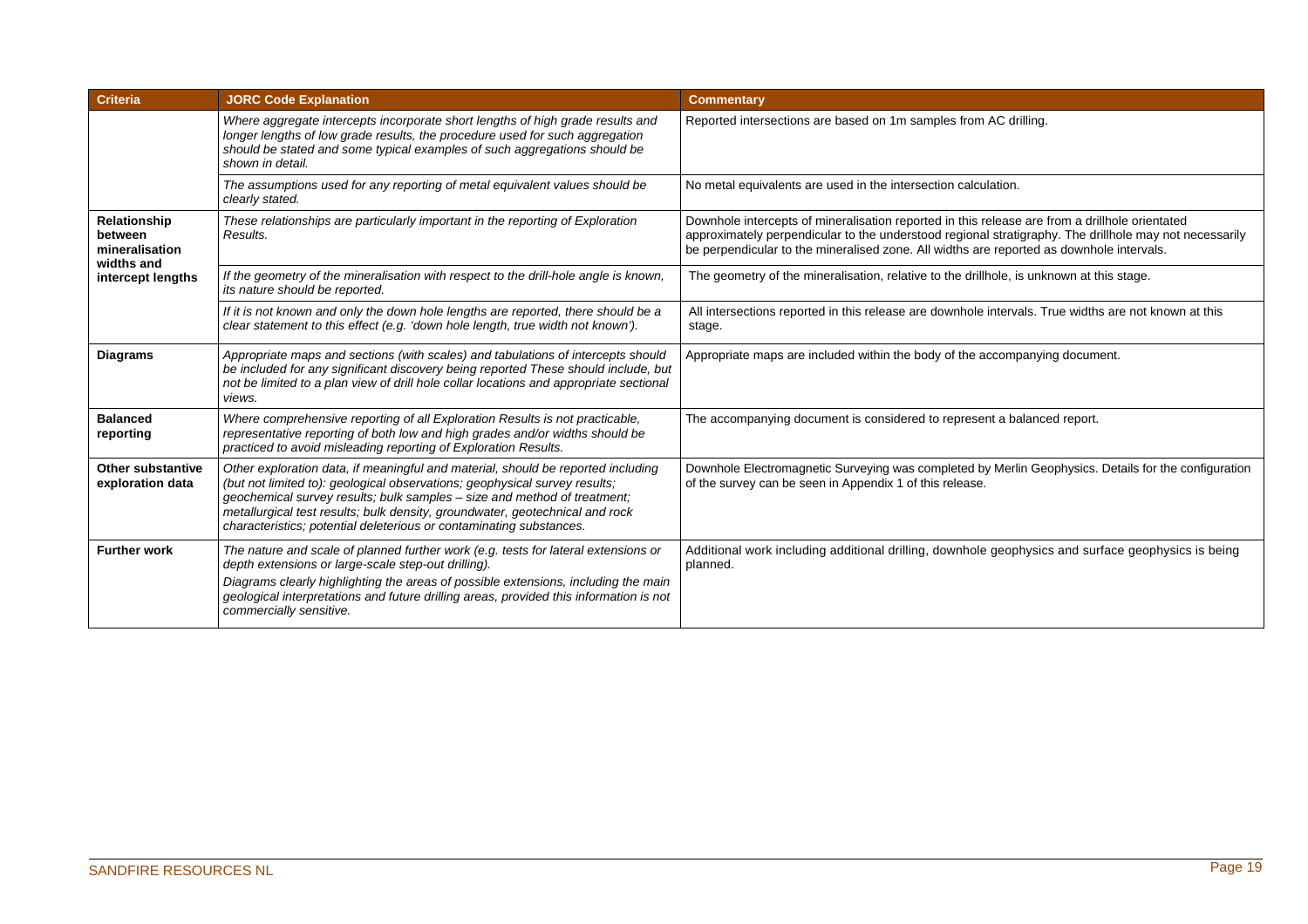| Criteria | JORC Code Explanation | Commentary |
|---|---|---|
| | *Where aggregate intercepts incorporate short lengths of high grade results and longer lengths of low grade results, the procedure used for such aggregation should be stated and some typical examples of such aggregations should be shown in detail.* | Reported intersections are based on 1m samples from AC drilling. |
| | *The assumptions used for any reporting of metal equivalent values should be clearly stated.* | No metal equivalents are used in the intersection calculation. |
| **Relationship between mineralisation widths and intercept lengths** | *These relationships are particularly important in the reporting of Exploration Results.* | Downhole intercepts of mineralisation reported in this release are from a drillhole orientated approximately perpendicular to the understood regional stratigraphy. The drillhole may not necessarily be perpendicular to the mineralised zone. All widths are reported as downhole intervals. |
| | *If the geometry of the mineralisation with respect to the drill-hole angle is known, its nature should be reported.* | The geometry of the mineralisation, relative to the drillhole, is unknown at this stage. |
| | *If it is not known and only the down hole lengths are reported, there should be a clear statement to this effect (e.g. 'down hole length, true width not known').* | All intersections reported in this release are downhole intervals. True widths are not known at this stage. |
| **Diagrams** | *Appropriate maps and sections (with scales) and tabulations of intercepts should be included for any significant discovery being reported These should include, but not be limited to a plan view of drill hole collar locations and appropriate sectional views.* | Appropriate maps are included within the body of the accompanying document. |
| **Balanced reporting** | *Where comprehensive reporting of all Exploration Results is not practicable, representative reporting of both low and high grades and/or widths should be practiced to avoid misleading reporting of Exploration Results.* | The accompanying document is considered to represent a balanced report. |
| **Other substantive exploration data** | *Other exploration data, if meaningful and material, should be reported including (but not limited to): geological observations; geophysical survey results; geochemical survey results; bulk samples – size and method of treatment; metallurgical test results; bulk density, groundwater, geotechnical and rock characteristics; potential deleterious or contaminating substances.* | Downhole Electromagnetic Surveying was completed by Merlin Geophysics. Details for the configuration of the survey can be seen in Appendix 1 of this release. |
| **Further work** | *The nature and scale of planned further work (e.g. tests for lateral extensions or depth extensions or large-scale step-out drilling).* *Diagrams clearly highlighting the areas of possible extensions, including the main geological interpretations and future drilling areas, provided this information is not commercially sensitive.* | Additional work including additional drilling, downhole geophysics and surface geophysics is being planned. |